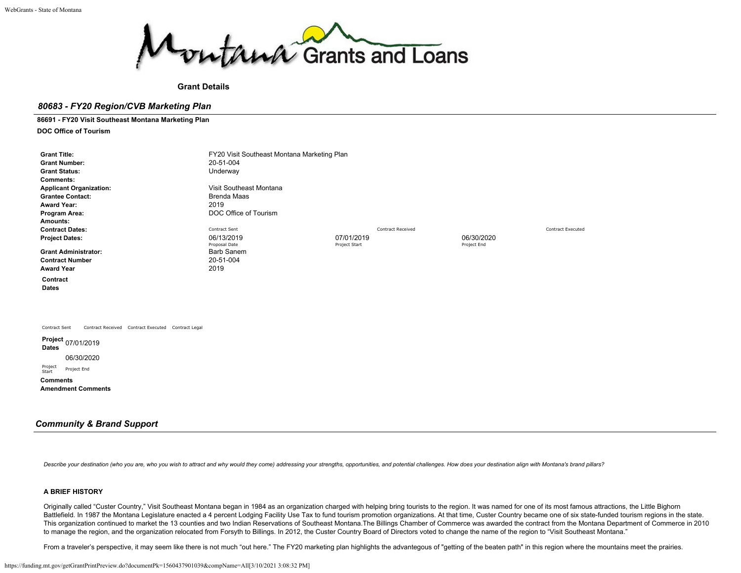Montana Grants and Loans

**Grant Details**

## *80683 - FY20 Region/CVB Marketing Plan*

**86691 - FY20 Visit Southeast Montana Marketing Plan**

**DOC Office of Tourism**

| | | | | |
|---|---|---|---|---|
| **Grant Title:** | FY20 Visit Southeast Montana Marketing Plan | | | |
| **Grant Number:** | 20-51-004 | | | |
| **Grant Status:** | Underway | | | |
| **Comments:** | | | | |
| **Applicant Organization:** | Visit Southeast Montana | | | |
| **Grantee Contact:** | Brenda Maas | | | |
| **Award Year:** | 2019 | | | |
| **Program Area:** | DOC Office of Tourism | | | |
| **Amounts:** | | | | |
| **Contract Dates:** | Contract Sent | Contract Received | | Contract Executed |
| **Project Dates:** | 06/13/2019<br>Proposal Date | 07/01/2019<br>Project Start | 06/30/2020<br>Project End | |
| **Grant Administrator:** | Barb Sanem | | | |
| **Contract Number** | 20-51-004 | | | |
| **Award Year** | 2019 | | | |

**Contract Dates**

Contract Sent | Contract Received | Contract Executed | Contract Legal

**Project Dates** 07/01/2019 (Project Start) 06/30/2020 (Project End)

**Comments**

**Amendment Comments**

## *Community & Brand Support*

*Describe your destination (who you are, who you wish to attract and why would they come) addressing your strengths, opportunities, and potential challenges. How does your destination align with Montana's brand pillars?*

**A BRIEF HISTORY**

Originally called "Custer Country," Visit Southeast Montana began in 1984 as an organization charged with helping bring tourists to the region. It was named for one of its most famous attractions, the Little Bighorn Battlefield. In 1987 the Montana Legislature enacted a 4 percent Lodging Facility Use Tax to fund tourism promotion organizations. At that time, Custer Country became one of six state-funded tourism regions in the state. This organization continued to market the 13 counties and two Indian Reservations of Southeast Montana.The Billings Chamber of Commerce was awarded the contract from the Montana Department of Commerce in 2010 to manage the region, and the organization relocated from Forsyth to Billings. In 2012, the Custer Country Board of Directors voted to change the name of the region to "Visit Southeast Montana."

From a traveler's perspective, it may seem like there is not much "out here." The FY20 marketing plan highlights the advantegous of "getting of the beaten path" in this region where the mountains meet the prairies.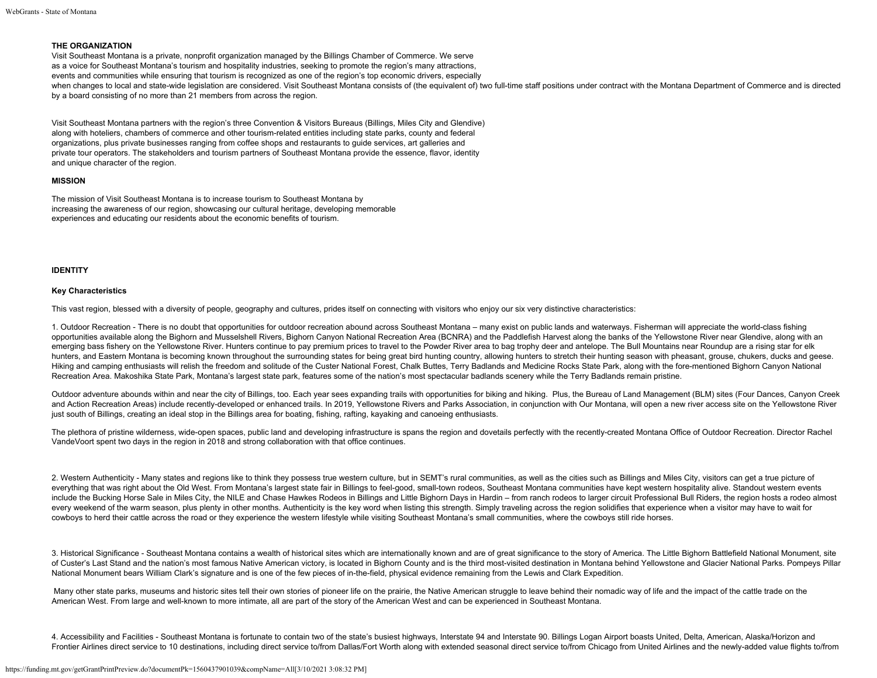**THE ORGANIZATION**

Visit Southeast Montana is a private, nonprofit organization managed by the Billings Chamber of Commerce. We serve as a voice for Southeast Montana's tourism and hospitality industries, seeking to promote the region's many attractions, events and communities while ensuring that tourism is recognized as one of the region's top economic drivers, especially when changes to local and state-wide legislation are considered. Visit Southeast Montana consists of (the equivalent of) two full-time staff positions under contract with the Montana Department of Commerce and is directed by a board consisting of no more than 21 members from across the region.

Visit Southeast Montana partners with the region's three Convention & Visitors Bureaus (Billings, Miles City and Glendive) along with hoteliers, chambers of commerce and other tourism-related entities including state parks, county and federal organizations, plus private businesses ranging from coffee shops and restaurants to guide services, art galleries and private tour operators. The stakeholders and tourism partners of Southeast Montana provide the essence, flavor, identity and unique character of the region.

**MISSION**

The mission of Visit Southeast Montana is to increase tourism to Southeast Montana by increasing the awareness of our region, showcasing our cultural heritage, developing memorable experiences and educating our residents about the economic benefits of tourism.

**IDENTITY**

**Key Characteristics**

This vast region, blessed with a diversity of people, geography and cultures, prides itself on connecting with visitors who enjoy our six very distinctive characteristics:

1. Outdoor Recreation - There is no doubt that opportunities for outdoor recreation abound across Southeast Montana – many exist on public lands and waterways. Fisherman will appreciate the world-class fishing opportunities available along the Bighorn and Musselshell Rivers, Bighorn Canyon National Recreation Area (BCNRA) and the Paddlefish Harvest along the banks of the Yellowstone River near Glendive, along with an emerging bass fishery on the Yellowstone River. Hunters continue to pay premium prices to travel to the Powder River area to bag trophy deer and antelope. The Bull Mountains near Roundup are a rising star for elk hunters, and Eastern Montana is becoming known throughout the surrounding states for being great bird hunting country, allowing hunters to stretch their hunting season with pheasant, grouse, chukers, ducks and geese. Hiking and camping enthusiasts will relish the freedom and solitude of the Custer National Forest, Chalk Buttes, Terry Badlands and Medicine Rocks State Park, along with the fore-mentioned Bighorn Canyon National Recreation Area. Makoshika State Park, Montana's largest state park, features some of the nation's most spectacular badlands scenery while the Terry Badlands remain pristine.

Outdoor adventure abounds within and near the city of Billings, too. Each year sees expanding trails with opportunities for biking and hiking. Plus, the Bureau of Land Management (BLM) sites (Four Dances, Canyon Creek and Action Recreation Areas) include recently-developed or enhanced trails. In 2019, Yellowstone Rivers and Parks Association, in conjunction with Our Montana, will open a new river access site on the Yellowstone River just south of Billings, creating an ideal stop in the Billings area for boating, fishing, rafting, kayaking and canoeing enthusiasts.

The plethora of pristine wilderness, wide-open spaces, public land and developing infrastructure is spans the region and dovetails perfectly with the recently-created Montana Office of Outdoor Recreation. Director Rachel VandeVoort spent two days in the region in 2018 and strong collaboration with that office continues.

2. Western Authenticity - Many states and regions like to think they possess true western culture, but in SEMT's rural communities, as well as the cities such as Billings and Miles City, visitors can get a true picture of everything that was right about the Old West. From Montana's largest state fair in Billings to feel-good, small-town rodeos, Southeast Montana communities have kept western hospitality alive. Standout western events include the Bucking Horse Sale in Miles City, the NILE and Chase Hawkes Rodeos in Billings and Little Bighorn Days in Hardin – from ranch rodeos to larger circuit Professional Bull Riders, the region hosts a rodeo almost every weekend of the warm season, plus plenty in other months. Authenticity is the key word when listing this strength. Simply traveling across the region solidifies that experience when a visitor may have to wait for cowboys to herd their cattle across the road or they experience the western lifestyle while visiting Southeast Montana's small communities, where the cowboys still ride horses.

3. Historical Significance - Southeast Montana contains a wealth of historical sites which are internationally known and are of great significance to the story of America. The Little Bighorn Battlefield National Monument, site of Custer's Last Stand and the nation's most famous Native American victory, is located in Bighorn County and is the third most-visited destination in Montana behind Yellowstone and Glacier National Parks. Pompeys Pillar National Monument bears William Clark's signature and is one of the few pieces of in-the-field, physical evidence remaining from the Lewis and Clark Expedition.

Many other state parks, museums and historic sites tell their own stories of pioneer life on the prairie, the Native American struggle to leave behind their nomadic way of life and the impact of the cattle trade on the American West. From large and well-known to more intimate, all are part of the story of the American West and can be experienced in Southeast Montana.

4. Accessibility and Facilities - Southeast Montana is fortunate to contain two of the state's busiest highways, Interstate 94 and Interstate 90. Billings Logan Airport boasts United, Delta, American, Alaska/Horizon and Frontier Airlines direct service to 10 destinations, including direct service to/from Dallas/Fort Worth along with extended seasonal direct service to/from Chicago from United Airlines and the newly-added value flights to/from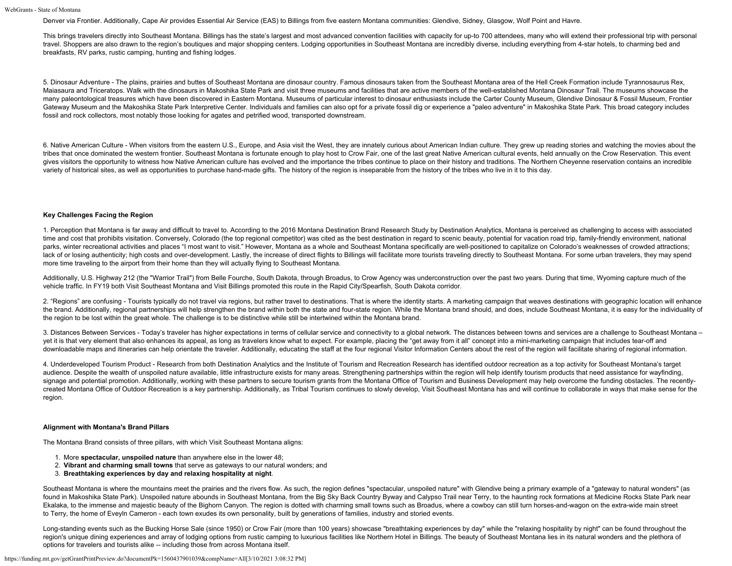Denver via Frontier. Additionally, Cape Air provides Essential Air Service (EAS) to Billings from five eastern Montana communities: Glendive, Sidney, Glasgow, Wolf Point and Havre.

This brings travelers directly into Southeast Montana. Billings has the state's largest and most advanced convention facilities with capacity for up-to 700 attendees, many who will extend their professional trip with personal travel. Shoppers are also drawn to the region's boutiques and major shopping centers. Lodging opportunities in Southeast Montana are incredibly diverse, including everything from 4-star hotels, to charming bed and breakfasts, RV parks, rustic camping, hunting and fishing lodges.

5. Dinosaur Adventure - The plains, prairies and buttes of Southeast Montana are dinosaur country. Famous dinosaurs taken from the Southeast Montana area of the Hell Creek Formation include Tyrannosaurus Rex, Maiasaura and Triceratops. Walk with the dinosaurs in Makoshika State Park and visit three museums and facilities that are active members of the well-established Montana Dinosaur Trail. The museums showcase the many paleontological treasures which have been discovered in Eastern Montana. Museums of particular interest to dinosaur enthusiasts include the Carter County Museum, Glendive Dinosaur & Fossil Museum, Frontier Gateway Museum and the Makoshika State Park Interpretive Center. Individuals and families can also opt for a private fossil dig or experience a "paleo adventure" in Makoshika State Park. This broad category includes fossil and rock collectors, most notably those looking for agates and petrified wood, transported downstream.

6. Native American Culture - When visitors from the eastern U.S., Europe, and Asia visit the West, they are innately curious about American Indian culture. They grew up reading stories and watching the movies about the tribes that once dominated the western frontier. Southeast Montana is fortunate enough to play host to Crow Fair, one of the last great Native American cultural events, held annually on the Crow Reservation. This event gives visitors the opportunity to witness how Native American culture has evolved and the importance the tribes continue to place on their history and traditions. The Northern Cheyenne reservation contains an incredible variety of historical sites, as well as opportunities to purchase hand-made gifts. The history of the region is inseparable from the history of the tribes who live in it to this day.

**Key Challenges Facing the Region**

1. Perception that Montana is far away and difficult to travel to. According to the 2016 Montana Destination Brand Research Study by Destination Analytics, Montana is perceived as challenging to access with associated time and cost that prohibits visitation. Conversely, Colorado (the top regional competitor) was cited as the best destination in regard to scenic beauty, potential for vacation road trip, family-friendly environment, national parks, winter recreational activities and places "I most want to visit." However, Montana as a whole and Southeast Montana specifically are well-positioned to capitalize on Colorado's weaknesses of crowded attractions; lack of or losing authenticity; high costs and over-development. Lastly, the increase of direct flights to Billings will facilitate more tourists traveling directly to Southeast Montana. For some urban travelers, they may spend more time traveling to the airport from their home than they will actually flying to Southeast Montana.

Additionally, U.S. Highway 212 (the "Warrior Trail") from Belle Fourche, South Dakota, through Broadus, to Crow Agency was underconstruction over the past two years. During that time, Wyoming capture much of the vehicle traffic. In FY19 both Visit Southeast Montana and Visit Billings promoted this route in the Rapid City/Spearfish, South Dakota corridor.

2. "Regions" are confusing - Tourists typically do not travel via regions, but rather travel to destinations. That is where the identity starts. A marketing campaign that weaves destinations with geographic location will enhance the brand. Additionally, regional partnerships will help strengthen the brand within both the state and four-state region. While the Montana brand should, and does, include Southeast Montana, it is easy for the individuality of the region to be lost within the great whole. The challenge is to be distinctive while still be intertwined within the Montana brand.

3. Distances Between Services - Today's traveler has higher expectations in terms of cellular service and connectivity to a global network. The distances between towns and services are a challenge to Southeast Montana – yet it is that very element that also enhances its appeal, as long as travelers know what to expect. For example, placing the "get away from it all" concept into a mini-marketing campaign that includes tear-off and downloadable maps and itineraries can help orientate the traveler. Additionally, educating the staff at the four regional Visitor Information Centers about the rest of the region will facilitate sharing of regional information.

4. Underdeveloped Tourism Product - Research from both Destination Analytics and the Institute of Tourism and Recreation Research has identified outdoor recreation as a top activity for Southeast Montana's target audience. Despite the wealth of unspoiled nature available, little infrastructure exists for many areas. Strengthening partnerships within the region will help identify tourism products that need assistance for wayfinding, signage and potential promotion. Additionally, working with these partners to secure tourism grants from the Montana Office of Tourism and Business Development may help overcome the funding obstacles. The recently-created Montana Office of Outdoor Recreation is a key partnership. Additionally, as Tribal Tourism continues to slowly develop, Visit Southeast Montana has and will continue to collaborate in ways that make sense for the region.

**Alignment with Montana's Brand Pillars**

The Montana Brand consists of three pillars, with which Visit Southeast Montana aligns:

1. More **spectacular, unspoiled nature** than anywhere else in the lower 48;
2. **Vibrant and charming small towns** that serve as gateways to our natural wonders; and
3. **Breathtaking experiences by day and relaxing hospitality at night**.

Southeast Montana is where the mountains meet the prairies and the rivers flow. As such, the region defines "spectacular, unspoiled nature" with Glendive being a primary example of a "gateway to natural wonders" (as found in Makoshika State Park). Unspoiled nature abounds in Southeast Montana, from the Big Sky Back Country Byway and Calypso Trail near Terry, to the haunting rock formations at Medicine Rocks State Park near Ekalaka, to the immense and majestic beauty of the Bighorn Canyon. The region is dotted with charming small towns such as Broadus, where a cowboy can still turn horses-and-wagon on the extra-wide main street to Terry, the home of Eveyln Cameron - each town exudes its own personality, built by generations of families, industry and storied events.

Long-standing events such as the Bucking Horse Sale (since 1950) or Crow Fair (more than 100 years) showcase "breathtaking experiences by day" while the "relaxing hospitality by night" can be found throughout the region's unique dining experiences and array of lodging options from rustic camping to luxurious facilities like Northern Hotel in Billings. The beauty of Southeast Montana lies in its natural wonders and the plethora of options for travelers and tourists alike -- including those from across Montana itself.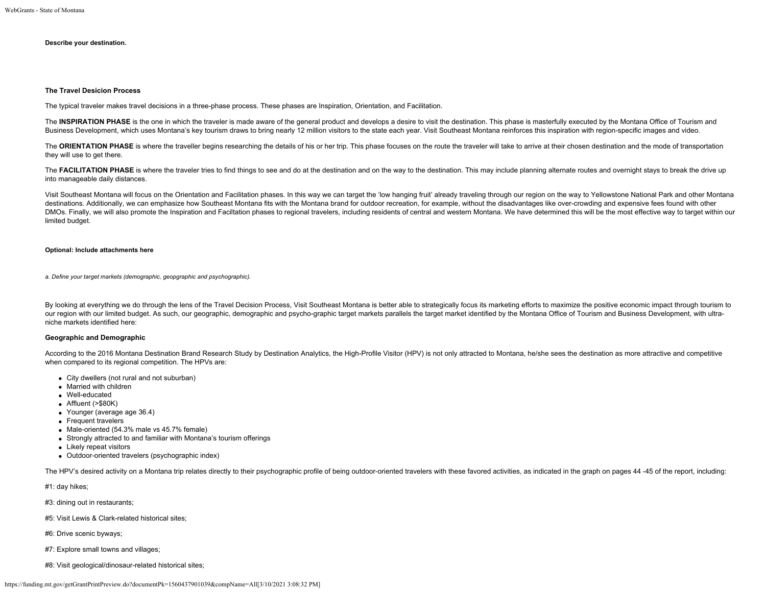**Describe your destination.**

**The Travel Desicion Process**

The typical traveler makes travel decisions in a three-phase process. These phases are Inspiration, Orientation, and Facilitation.

The **INSPIRATION PHASE** is the one in which the traveler is made aware of the general product and develops a desire to visit the destination. This phase is masterfully executed by the Montana Office of Tourism and Business Development, which uses Montana's key tourism draws to bring nearly 12 million visitors to the state each year. Visit Southeast Montana reinforces this inspiration with region-specific images and video.

The **ORIENTATION PHASE** is where the traveller begins researching the details of his or her trip. This phase focuses on the route the traveler will take to arrive at their chosen destination and the mode of transportation they will use to get there.

The **FACILITATION PHASE** is where the traveler tries to find things to see and do at the destination and on the way to the destination. This may include planning alternate routes and overnight stays to break the drive up into manageable daily distances.

Visit Southeast Montana will focus on the Orientation and Facilitation phases. In this way we can target the 'low hanging fruit' already traveling through our region on the way to Yellowstone National Park and other Montana destinations. Additionally, we can emphasize how Southeast Montana fits with the Montana brand for outdoor recreation, for example, without the disadvantages like over-crowding and expensive fees found with other DMOs. Finally, we will also promote the Inspiration and Faciltation phases to regional travelers, including residents of central and western Montana. We have determined this will be the most effective way to target within our limited budget.

**Optional: Include attachments here**

*a. Define your target markets (demographic, geopgraphic and psychographic).*

By looking at everything we do through the lens of the Travel Decision Process, Visit Southeast Montana is better able to strategically focus its marketing efforts to maximize the positive economic impact through tourism to our region with our limited budget. As such, our geographic, demographic and psycho-graphic target markets parallels the target market identified by the Montana Office of Tourism and Business Development, with ultra-niche markets identified here:

**Geographic and Demographic**

According to the 2016 Montana Destination Brand Research Study by Destination Analytics, the High-Profile Visitor (HPV) is not only attracted to Montana, he/she sees the destination as more attractive and competitive when compared to its regional competition. The HPVs are:

- City dwellers (not rural and not suburban)
- Married with children
- Well-educated
- Affluent (>$80K)
- Younger (average age 36.4)
- Frequent travelers
- Male-oriented (54.3% male vs 45.7% female)
- Strongly attracted to and familiar with Montana's tourism offerings
- Likely repeat visitors
- Outdoor-oriented travelers (psychographic index)

The HPV's desired activity on a Montana trip relates directly to their psychographic profile of being outdoor-oriented travelers with these favored activities, as indicated in the graph on pages 44 -45 of the report, including:

#1: day hikes;

#3: dining out in restaurants;

#5: Visit Lewis & Clark-related historical sites;

#6: Drive scenic byways;

#7: Explore small towns and villages;

#8: Visit geological/dinosaur-related historical sites;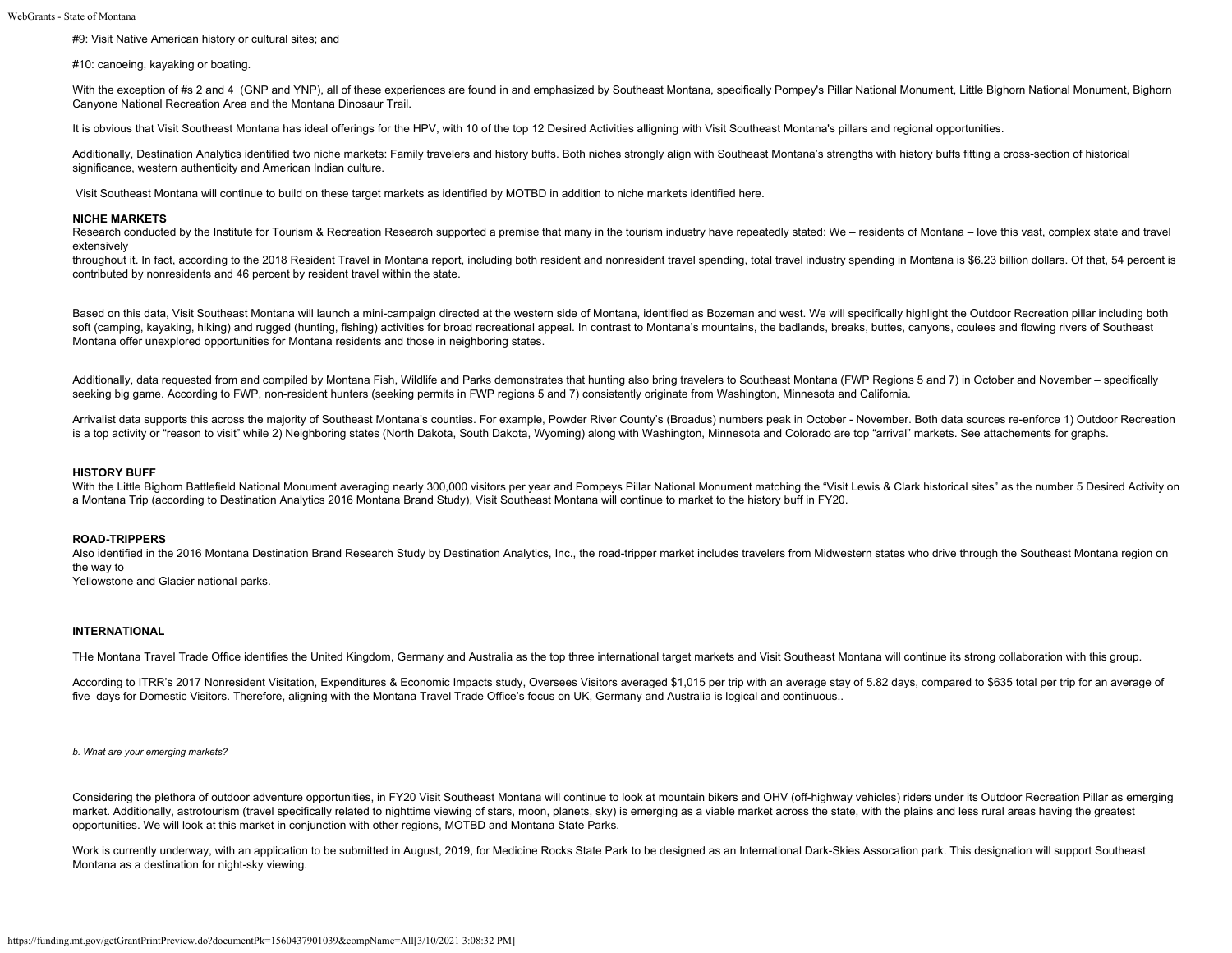#9: Visit Native American history or cultural sites; and

#10: canoeing, kayaking or boating.

With the exception of #s 2 and 4 (GNP and YNP), all of these experiences are found in and emphasized by Southeast Montana, specifically Pompey's Pillar National Monument, Little Bighorn National Monument, Bighorn Canyone National Recreation Area and the Montana Dinosaur Trail.

It is obvious that Visit Southeast Montana has ideal offerings for the HPV, with 10 of the top 12 Desired Activities alligning with Visit Southeast Montana's pillars and regional opportunities.

Additionally, Destination Analytics identified two niche markets: Family travelers and history buffs. Both niches strongly align with Southeast Montana's strengths with history buffs fitting a cross-section of historical significance, western authenticity and American Indian culture.

Visit Southeast Montana will continue to build on these target markets as identified by MOTBD in addition to niche markets identified here.

**NICHE MARKETS**

Research conducted by the Institute for Tourism & Recreation Research supported a premise that many in the tourism industry have repeatedly stated: We – residents of Montana – love this vast, complex state and travel extensively throughout it. In fact, according to the 2018 Resident Travel in Montana report, including both resident and nonresident travel spending, total travel industry spending in Montana is $6.23 billion dollars. Of that, 54 percent is contributed by nonresidents and 46 percent by resident travel within the state.

Based on this data, Visit Southeast Montana will launch a mini-campaign directed at the western side of Montana, identified as Bozeman and west. We will specifically highlight the Outdoor Recreation pillar including both soft (camping, kayaking, hiking) and rugged (hunting, fishing) activities for broad recreational appeal. In contrast to Montana's mountains, the badlands, breaks, buttes, canyons, coulees and flowing rivers of Southeast Montana offer unexplored opportunities for Montana residents and those in neighboring states.

Additionally, data requested from and compiled by Montana Fish, Wildlife and Parks demonstrates that hunting also bring travelers to Southeast Montana (FWP Regions 5 and 7) in October and November – specifically seeking big game. According to FWP, non-resident hunters (seeking permits in FWP regions 5 and 7) consistently originate from Washington, Minnesota and California.

Arrivalist data supports this across the majority of Southeast Montana's counties. For example, Powder River County's (Broadus) numbers peak in October - November. Both data sources re-enforce 1) Outdoor Recreation is a top activity or "reason to visit" while 2) Neighboring states (North Dakota, South Dakota, Wyoming) along with Washington, Minnesota and Colorado are top "arrival" markets. See attachements for graphs.

**HISTORY BUFF**

With the Little Bighorn Battlefield National Monument averaging nearly 300,000 visitors per year and Pompeys Pillar National Monument matching the "Visit Lewis & Clark historical sites" as the number 5 Desired Activity on a Montana Trip (according to Destination Analytics 2016 Montana Brand Study), Visit Southeast Montana will continue to market to the history buff in FY20.

**ROAD-TRIPPERS**

Also identified in the 2016 Montana Destination Brand Research Study by Destination Analytics, Inc., the road-tripper market includes travelers from Midwestern states who drive through the Southeast Montana region on the way to Yellowstone and Glacier national parks.

**INTERNATIONAL**

THe Montana Travel Trade Office identifies the United Kingdom, Germany and Australia as the top three international target markets and Visit Southeast Montana will continue its strong collaboration with this group.

According to ITRR's 2017 Nonresident Visitation, Expenditures & Economic Impacts study, Oversees Visitors averaged $1,015 per trip with an average stay of 5.82 days, compared to $635 total per trip for an average of five days for Domestic Visitors. Therefore, aligning with the Montana Travel Trade Office's focus on UK, Germany and Australia is logical and continuous..

*b. What are your emerging markets?*

Considering the plethora of outdoor adventure opportunities, in FY20 Visit Southeast Montana will continue to look at mountain bikers and OHV (off-highway vehicles) riders under its Outdoor Recreation Pillar as emerging market. Additionally, astrotourism (travel specifically related to nighttime viewing of stars, moon, planets, sky) is emerging as a viable market across the state, with the plains and less rural areas having the greatest opportunities. We will look at this market in conjunction with other regions, MOTBD and Montana State Parks.

Work is currently underway, with an application to be submitted in August, 2019, for Medicine Rocks State Park to be designed as an International Dark-Skies Assocation park. This designation will support Southeast Montana as a destination for night-sky viewing.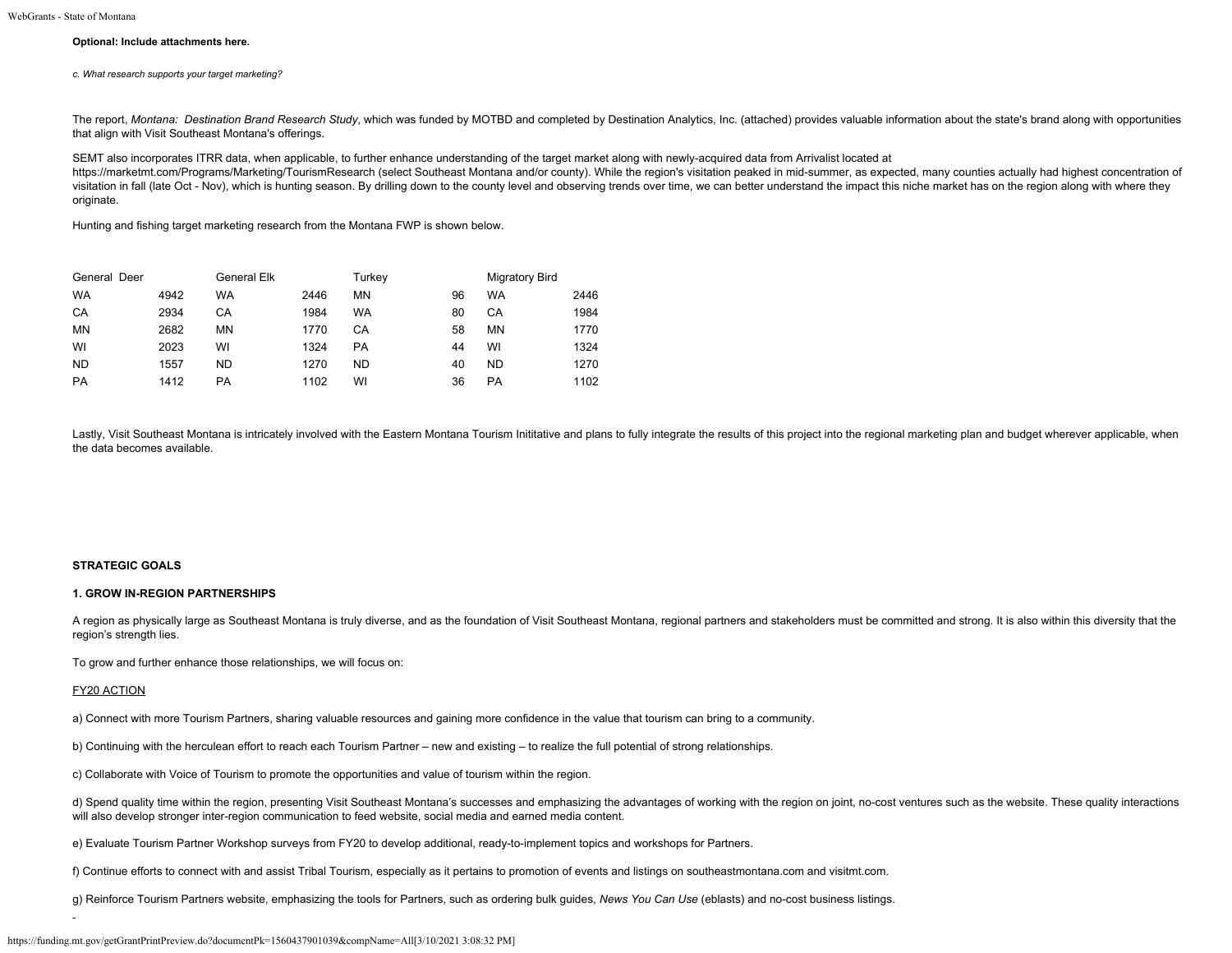**Optional: Include attachments here.**

*c. What research supports your target marketing?*

The report, *Montana: Destination Brand Research Study*, which was funded by MOTBD and completed by Destination Analytics, Inc. (attached) provides valuable information about the state's brand along with opportunities that align with Visit Southeast Montana's offerings.

SEMT also incorporates ITRR data, when applicable, to further enhance understanding of the target market along with newly-acquired data from Arrivalist located at https://marketmt.com/Programs/Marketing/TourismResearch (select Southeast Montana and/or county). While the region's visitation peaked in mid-summer, as expected, many counties actually had highest concentration of visitation in fall (late Oct - Nov), which is hunting season. By drilling down to the county level and observing trends over time, we can better understand the impact this niche market has on the region along with where they originate.

Hunting and fishing target marketing research from the Montana FWP is shown below.

| General Deer | | General Elk | | Turkey | | Migratory Bird | |
|---|---|---|---|---|---|---|---|
| WA | 4942 | WA | 2446 | MN | 96 | WA | 2446 |
| CA | 2934 | CA | 1984 | WA | 80 | CA | 1984 |
| MN | 2682 | MN | 1770 | CA | 58 | MN | 1770 |
| WI | 2023 | WI | 1324 | PA | 44 | WI | 1324 |
| ND | 1557 | ND | 1270 | ND | 40 | ND | 1270 |
| PA | 1412 | PA | 1102 | WI | 36 | PA | 1102 |

Lastly, Visit Southeast Montana is intricately involved with the Eastern Montana Tourism Inititative and plans to fully integrate the results of this project into the regional marketing plan and budget wherever applicable, when the data becomes available.

**STRATEGIC GOALS**

**1. GROW IN-REGION PARTNERSHIPS**

A region as physically large as Southeast Montana is truly diverse, and as the foundation of Visit Southeast Montana, regional partners and stakeholders must be committed and strong. It is also within this diversity that the region's strength lies.

To grow and further enhance those relationships, we will focus on:

<u>FY20 ACTION</u>

a) Connect with more Tourism Partners, sharing valuable resources and gaining more confidence in the value that tourism can bring to a community.

b) Continuing with the herculean effort to reach each Tourism Partner – new and existing – to realize the full potential of strong relationships.

c) Collaborate with Voice of Tourism to promote the opportunities and value of tourism within the region.

d) Spend quality time within the region, presenting Visit Southeast Montana's successes and emphasizing the advantages of working with the region on joint, no-cost ventures such as the website. These quality interactions will also develop stronger inter-region communication to feed website, social media and earned media content.

e) Evaluate Tourism Partner Workshop surveys from FY20 to develop additional, ready-to-implement topics and workshops for Partners.

f) Continue efforts to connect with and assist Tribal Tourism, especially as it pertains to promotion of events and listings on southeastmontana.com and visitmt.com.

g) Reinforce Tourism Partners website, emphasizing the tools for Partners, such as ordering bulk guides, *News You Can Use* (eblasts) and no-cost business listings.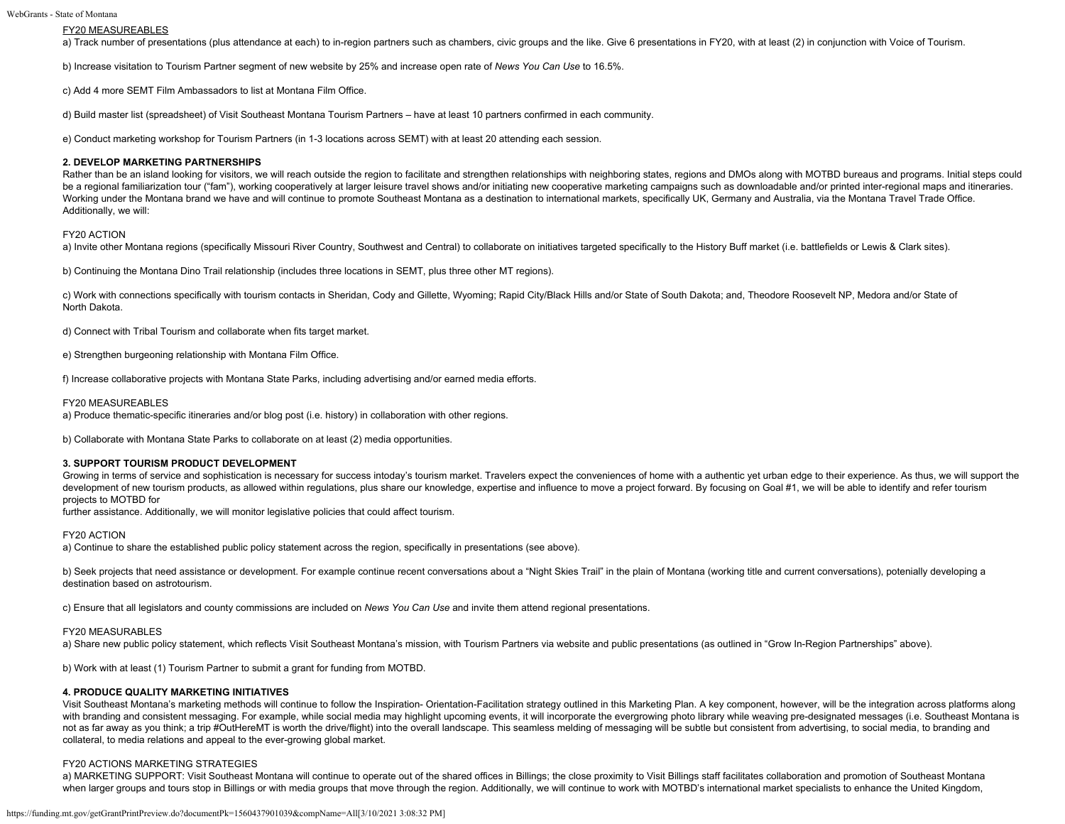FY20 MEASUREABLES

a) Track number of presentations (plus attendance at each) to in-region partners such as chambers, civic groups and the like. Give 6 presentations in FY20, with at least (2) in conjunction with Voice of Tourism.

b) Increase visitation to Tourism Partner segment of new website by 25% and increase open rate of *News You Can Use* to 16.5%.

c) Add 4 more SEMT Film Ambassadors to list at Montana Film Office.

d) Build master list (spreadsheet) of Visit Southeast Montana Tourism Partners – have at least 10 partners confirmed in each community.

e) Conduct marketing workshop for Tourism Partners (in 1-3 locations across SEMT) with at least 20 attending each session.

**2. DEVELOP MARKETING PARTNERSHIPS**

Rather than be an island looking for visitors, we will reach outside the region to facilitate and strengthen relationships with neighboring states, regions and DMOs along with MOTBD bureaus and programs. Initial steps could be a regional familiarization tour ("fam"), working cooperatively at larger leisure travel shows and/or initiating new cooperative marketing campaigns such as downloadable and/or printed inter-regional maps and itineraries. Working under the Montana brand we have and will continue to promote Southeast Montana as a destination to international markets, specifically UK, Germany and Australia, via the Montana Travel Trade Office. Additionally, we will:

FY20 ACTION

a) Invite other Montana regions (specifically Missouri River Country, Southwest and Central) to collaborate on initiatives targeted specifically to the History Buff market (i.e. battlefields or Lewis & Clark sites).

b) Continuing the Montana Dino Trail relationship (includes three locations in SEMT, plus three other MT regions).

c) Work with connections specifically with tourism contacts in Sheridan, Cody and Gillette, Wyoming; Rapid City/Black Hills and/or State of South Dakota; and, Theodore Roosevelt NP, Medora and/or State of North Dakota.

d) Connect with Tribal Tourism and collaborate when fits target market.

e) Strengthen burgeoning relationship with Montana Film Office.

f) Increase collaborative projects with Montana State Parks, including advertising and/or earned media efforts.

FY20 MEASUREABLES

a) Produce thematic-specific itineraries and/or blog post (i.e. history) in collaboration with other regions.

b) Collaborate with Montana State Parks to collaborate on at least (2) media opportunities.

**3. SUPPORT TOURISM PRODUCT DEVELOPMENT**

Growing in terms of service and sophistication is necessary for success intoday's tourism market. Travelers expect the conveniences of home with a authentic yet urban edge to their experience. As thus, we will support the development of new tourism products, as allowed within regulations, plus share our knowledge, expertise and influence to move a project forward. By focusing on Goal #1, we will be able to identify and refer tourism projects to MOTBD for further assistance. Additionally, we will monitor legislative policies that could affect tourism.

FY20 ACTION

a) Continue to share the established public policy statement across the region, specifically in presentations (see above).

b) Seek projects that need assistance or development. For example continue recent conversations about a "Night Skies Trail" in the plain of Montana (working title and current conversations), potenially developing a destination based on astrotourism.

c) Ensure that all legislators and county commissions are included on *News You Can Use* and invite them attend regional presentations.

FY20 MEASURABLES

a) Share new public policy statement, which reflects Visit Southeast Montana's mission, with Tourism Partners via website and public presentations (as outlined in "Grow In-Region Partnerships" above).

b) Work with at least (1) Tourism Partner to submit a grant for funding from MOTBD.

**4. PRODUCE QUALITY MARKETING INITIATIVES**

Visit Southeast Montana's marketing methods will continue to follow the Inspiration- Orientation-Facilitation strategy outlined in this Marketing Plan. A key component, however, will be the integration across platforms along with branding and consistent messaging. For example, while social media may highlight upcoming events, it will incorporate the evergrowing photo library while weaving pre-designated messages (i.e. Southeast Montana is not as far away as you think; a trip #OutHereMT is worth the drive/flight) into the overall landscape. This seamless melding of messaging will be subtle but consistent from advertising, to social media, to branding and collateral, to media relations and appeal to the ever-growing global market.

FY20 ACTIONS MARKETING STRATEGIES

a) MARKETING SUPPORT: Visit Southeast Montana will continue to operate out of the shared offices in Billings; the close proximity to Visit Billings staff facilitates collaboration and promotion of Southeast Montana when larger groups and tours stop in Billings or with media groups that move through the region. Additionally, we will continue to work with MOTBD's international market specialists to enhance the United Kingdom,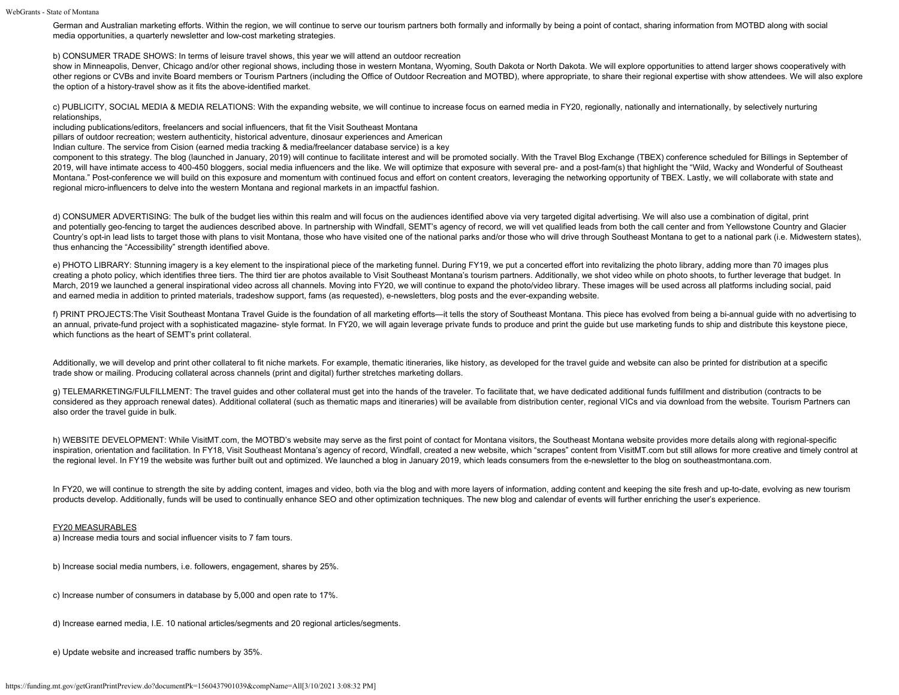German and Australian marketing efforts. Within the region, we will continue to serve our tourism partners both formally and informally by being a point of contact, sharing information from MOTBD along with social media opportunities, a quarterly newsletter and low-cost marketing strategies.

b) CONSUMER TRADE SHOWS: In terms of leisure travel shows, this year we will attend an outdoor recreation show in Minneapolis, Denver, Chicago and/or other regional shows, including those in western Montana, Wyoming, South Dakota or North Dakota. We will explore opportunities to attend larger shows cooperatively with other regions or CVBs and invite Board members or Tourism Partners (including the Office of Outdoor Recreation and MOTBD), where appropriate, to share their regional expertise with show attendees. We will also explore the option of a history-travel show as it fits the above-identified market.

c) PUBLICITY, SOCIAL MEDIA & MEDIA RELATIONS: With the expanding website, we will continue to increase focus on earned media in FY20, regionally, nationally and internationally, by selectively nurturing relationships, including publications/editors, freelancers and social influencers, that fit the Visit Southeast Montana pillars of outdoor recreation; western authenticity, historical adventure, dinosaur experiences and American Indian culture. The service from Cision (earned media tracking & media/freelancer database service) is a key component to this strategy. The blog (launched in January, 2019) will continue to facilitate interest and will be promoted socially. With the Travel Blog Exchange (TBEX) conference scheduled for Billings in September of 2019, will have intimate access to 400-450 bloggers, social media influencers and the like. We will optimize that exposure with several pre- and a post-fam(s) that highlight the "Wild, Wacky and Wonderful of Southeast Montana." Post-conference we will build on this exposure and momentum with continued focus and effort on content creators, leveraging the networking opportunity of TBEX. Lastly, we will collaborate with state and regional micro-influencers to delve into the western Montana and regional markets in an impactful fashion.

d) CONSUMER ADVERTISING: The bulk of the budget lies within this realm and will focus on the audiences identified above via very targeted digital advertising. We will also use a combination of digital, print and potentially geo-fencing to target the audiences described above. In partnership with Windfall, SEMT's agency of record, we will vet qualified leads from both the call center and from Yellowstone Country and Glacier Country's opt-in lead lists to target those with plans to visit Montana, those who have visited one of the national parks and/or those who will drive through Southeast Montana to get to a national park (i.e. Midwestern states), thus enhancing the "Accessibility" strength identified above.

e) PHOTO LIBRARY: Stunning imagery is a key element to the inspirational piece of the marketing funnel. During FY19, we put a concerted effort into revitalizing the photo library, adding more than 70 images plus creating a photo policy, which identifies three tiers. The third tier are photos available to Visit Southeast Montana's tourism partners. Additionally, we shot video while on photo shoots, to further leverage that budget. In March, 2019 we launched a general inspirational video across all channels. Moving into FY20, we will continue to expand the photo/video library. These images will be used across all platforms including social, paid and earned media in addition to printed materials, tradeshow support, fams (as requested), e-newsletters, blog posts and the ever-expanding website.

f) PRINT PROJECTS:The Visit Southeast Montana Travel Guide is the foundation of all marketing efforts—it tells the story of Southeast Montana. This piece has evolved from being a bi-annual guide with no advertising to an annual, private-fund project with a sophisticated magazine- style format. In FY20, we will again leverage private funds to produce and print the guide but use marketing funds to ship and distribute this keystone piece, which functions as the heart of SEMT's print collateral.

Additionally, we will develop and print other collateral to fit niche markets. For example, thematic itineraries, like history, as developed for the travel guide and website can also be printed for distribution at a specific trade show or mailing. Producing collateral across channels (print and digital) further stretches marketing dollars.

g) TELEMARKETING/FULFILLMENT: The travel guides and other collateral must get into the hands of the traveler. To facilitate that, we have dedicated additional funds fulfillment and distribution (contracts to be considered as they approach renewal dates). Additional collateral (such as thematic maps and itineraries) will be available from distribution center, regional VICs and via download from the website. Tourism Partners can also order the travel guide in bulk.

h) WEBSITE DEVELOPMENT: While VisitMT.com, the MOTBD's website may serve as the first point of contact for Montana visitors, the Southeast Montana website provides more details along with regional-specific inspiration, orientation and facilitation. In FY18, Visit Southeast Montana's agency of record, Windfall, created a new website, which "scrapes" content from VisitMT.com but still allows for more creative and timely control at the regional level. In FY19 the website was further built out and optimized. We launched a blog in January 2019, which leads consumers from the e-newsletter to the blog on southeastmontana.com.

In FY20, we will continue to strength the site by adding content, images and video, both via the blog and with more layers of information, adding content and keeping the site fresh and up-to-date, evolving as new tourism products develop. Additionally, funds will be used to continually enhance SEO and other optimization techniques. The new blog and calendar of events will further enriching the user's experience.

FY20 MEASURABLES

a) Increase media tours and social influencer visits to 7 fam tours.

b) Increase social media numbers, i.e. followers, engagement, shares by 25%.

c) Increase number of consumers in database by 5,000 and open rate to 17%.

d) Increase earned media, I.E. 10 national articles/segments and 20 regional articles/segments.

e) Update website and increased traffic numbers by 35%.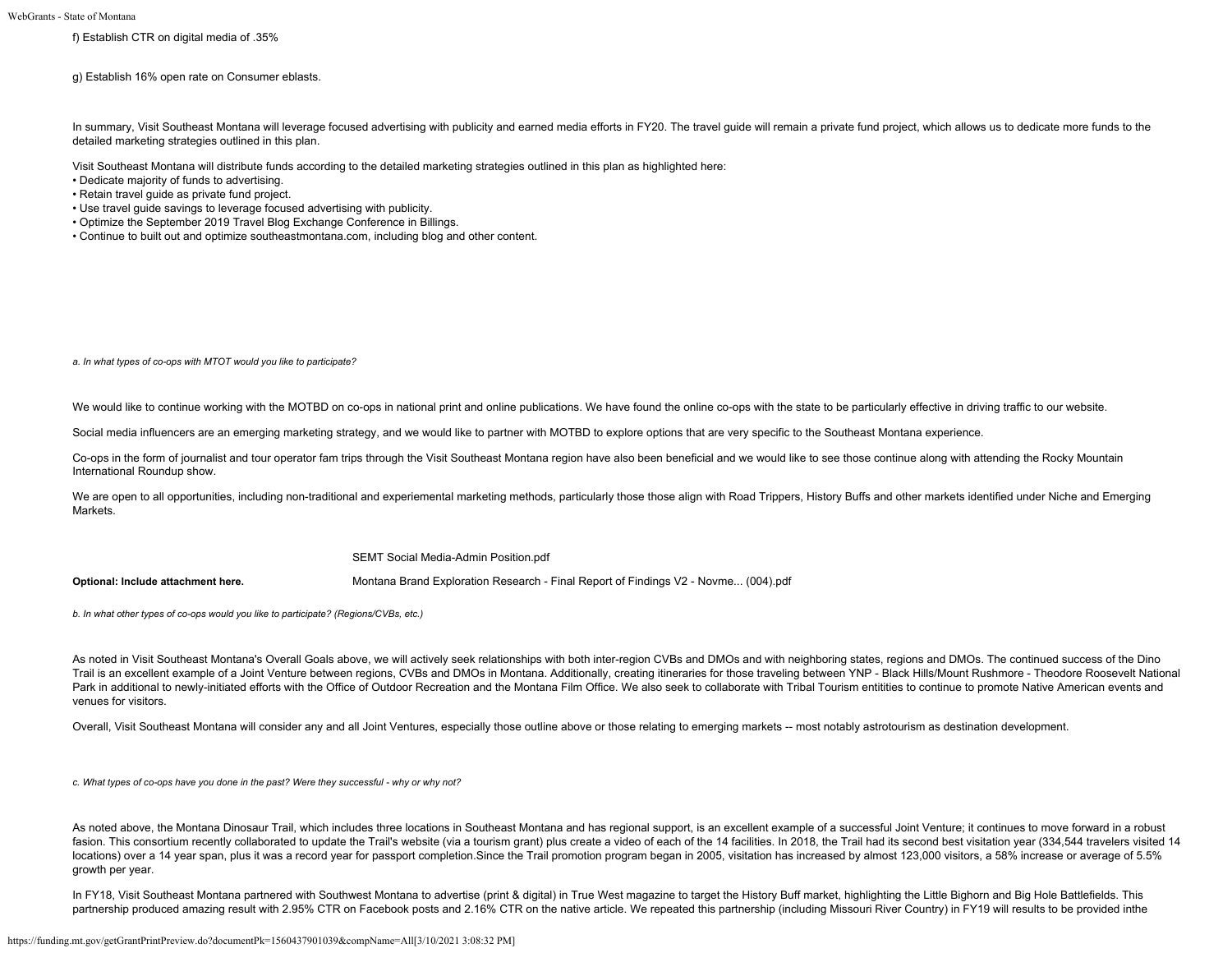f) Establish CTR on digital media of .35%

g) Establish 16% open rate on Consumer eblasts.

In summary, Visit Southeast Montana will leverage focused advertising with publicity and earned media efforts in FY20. The travel guide will remain a private fund project, which allows us to dedicate more funds to the detailed marketing strategies outlined in this plan.

Visit Southeast Montana will distribute funds according to the detailed marketing strategies outlined in this plan as highlighted here:

- Dedicate majority of funds to advertising.
- Retain travel guide as private fund project.
- Use travel guide savings to leverage focused advertising with publicity.
- Optimize the September 2019 Travel Blog Exchange Conference in Billings.
- Continue to built out and optimize southeastmontana.com, including blog and other content.

*a. In what types of co-ops with MTOT would you like to participate?*

We would like to continue working with the MOTBD on co-ops in national print and online publications. We have found the online co-ops with the state to be particularly effective in driving traffic to our website.

Social media influencers are an emerging marketing strategy, and we would like to partner with MOTBD to explore options that are very specific to the Southeast Montana experience.

Co-ops in the form of journalist and tour operator fam trips through the Visit Southeast Montana region have also been beneficial and we would like to see those continue along with attending the Rocky Mountain International Roundup show.

We are open to all opportunities, including non-traditional and experiemental marketing methods, particularly those those align with Road Trippers, History Buffs and other markets identified under Niche and Emerging Markets.

**Optional: Include attachment here.** SEMT Social Media-Admin Position.pdf
Montana Brand Exploration Research - Final Report of Findings V2 - Novme... (004).pdf

*b. In what other types of co-ops would you like to participate? (Regions/CVBs, etc.)*

As noted in Visit Southeast Montana's Overall Goals above, we will actively seek relationships with both inter-region CVBs and DMOs and with neighboring states, regions and DMOs. The continued success of the Dino Trail is an excellent example of a Joint Venture between regions, CVBs and DMOs in Montana. Additionally, creating itineraries for those traveling between YNP - Black Hills/Mount Rushmore - Theodore Roosevelt National Park in additional to newly-initiated efforts with the Office of Outdoor Recreation and the Montana Film Office. We also seek to collaborate with Tribal Tourism entitities to continue to promote Native American events and venues for visitors.

Overall, Visit Southeast Montana will consider any and all Joint Ventures, especially those outline above or those relating to emerging markets -- most notably astrotourism as destination development.

*c. What types of co-ops have you done in the past? Were they successful - why or why not?*

As noted above, the Montana Dinosaur Trail, which includes three locations in Southeast Montana and has regional support, is an excellent example of a successful Joint Venture; it continues to move forward in a robust fasion. This consortium recently collaborated to update the Trail's website (via a tourism grant) plus create a video of each of the 14 facilities. In 2018, the Trail had its second best visitation year (334,544 travelers visited 14 locations) over a 14 year span, plus it was a record year for passport completion.Since the Trail promotion program began in 2005, visitation has increased by almost 123,000 visitors, a 58% increase or average of 5.5% growth per year.

In FY18, Visit Southeast Montana partnered with Southwest Montana to advertise (print & digital) in True West magazine to target the History Buff market, highlighting the Little Bighorn and Big Hole Battlefields. This partnership produced amazing result with 2.95% CTR on Facebook posts and 2.16% CTR on the native article. We repeated this partnership (including Missouri River Country) in FY19 will results to be provided inthe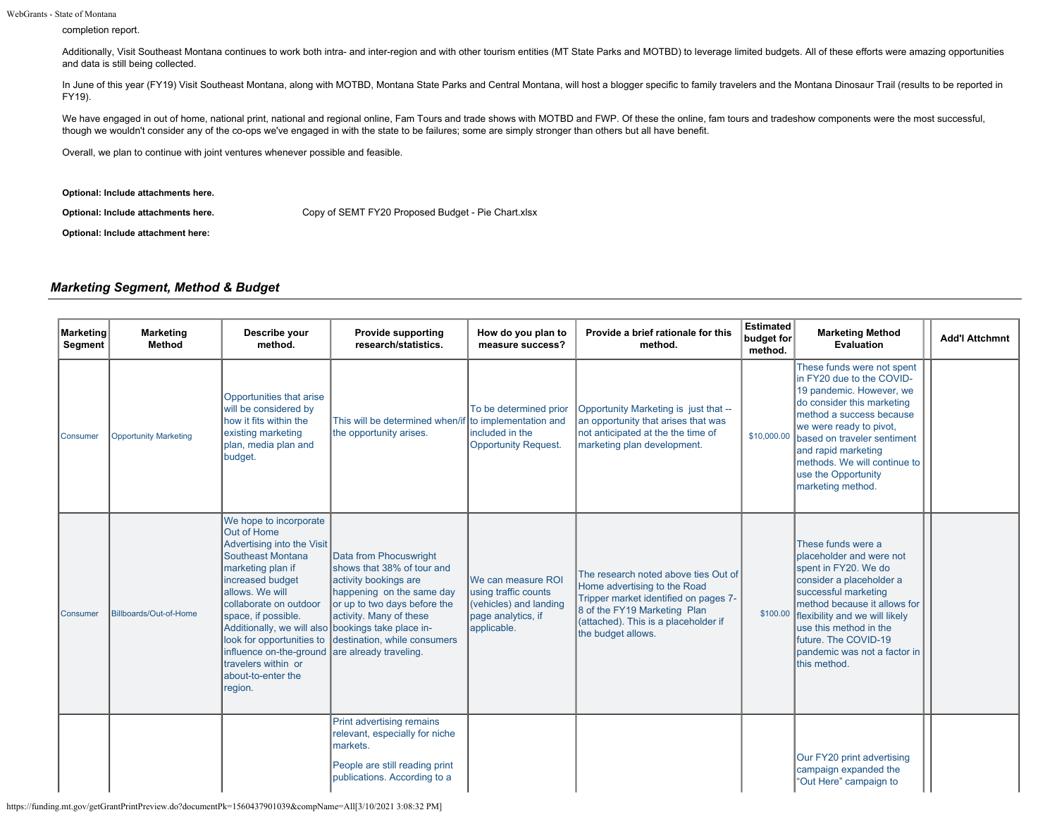completion report.

Additionally, Visit Southeast Montana continues to work both intra- and inter-region and with other tourism entities (MT State Parks and MOTBD) to leverage limited budgets. All of these efforts were amazing opportunities and data is still being collected.

In June of this year (FY19) Visit Southeast Montana, along with MOTBD, Montana State Parks and Central Montana, will host a blogger specific to family travelers and the Montana Dinosaur Trail (results to be reported in FY19).

We have engaged in out of home, national print, national and regional online, Fam Tours and trade shows with MOTBD and FWP. Of these the online, fam tours and tradeshow components were the most successful, though we wouldn't consider any of the co-ops we've engaged in with the state to be failures; some are simply stronger than others but all have benefit.

Overall, we plan to continue with joint ventures whenever possible and feasible.

**Optional: Include attachments here.**

**Optional: Include attachments here.** Copy of SEMT FY20 Proposed Budget - Pie Chart.xlsx

**Optional: Include attachment here:**

## *Marketing Segment, Method & Budget*

| Marketing Segment | Marketing Method | Describe your method. | Provide supporting research/statistics. | How do you plan to measure success? | Provide a brief rationale for this method. | Estimated budget for method. | Marketing Method Evaluation | | Add'l Attchmnt |
|---|---|---|---|---|---|---|---|---|---|
| Consumer | Opportunity Marketing | Opportunities that arise will be considered by how it fits within the existing marketing plan, media plan and budget. | This will be determined when/if the opportunity arises. | To be determined prior to implementation and included in the Opportunity Request. | Opportunity Marketing is just that -- an opportunity that arises that was not anticipated at the the time of marketing plan development. | $10,000.00 | These funds were not spent in FY20 due to the COVID-19 pandemic. However, we do consider this marketing method a success because we were ready to pivot, based on traveler sentiment and rapid marketing methods. We will continue to use the Opportunity marketing method. | | |
| Consumer | Billboards/Out-of-Home | We hope to incorporate Out of Home Advertising into the Visit Southeast Montana marketing plan if increased budget allows. We will collaborate on outdoor space, if possible. Additionally, we will also look for opportunities to influence on-the-ground travelers within or about-to-enter the region. | Data from Phocuswright shows that 38% of tour and activity bookings are happening on the same day or up to two days before the activity. Many of these bookings take place in-destination, while consumers are already traveling. | We can measure ROI using traffic counts (vehicles) and landing page analytics, if applicable. | The research noted above ties Out of Home advertising to the Road Tripper market identified on pages 7-8 of the FY19 Marketing Plan (attached). This is a placeholder if the budget allows. | $100.00 | These funds were a placeholder and were not spent in FY20. We do consider a placeholder a successful marketing method because it allows for flexibility and we will likely use this method in the future. The COVID-19 pandemic was not a factor in this method. | | |
| | | | Print advertising remains relevant, especially for niche markets.<br><br>People are still reading print publications. According to a | | | | Our FY20 print advertising campaign expanded the "Out Here" campaign to | | |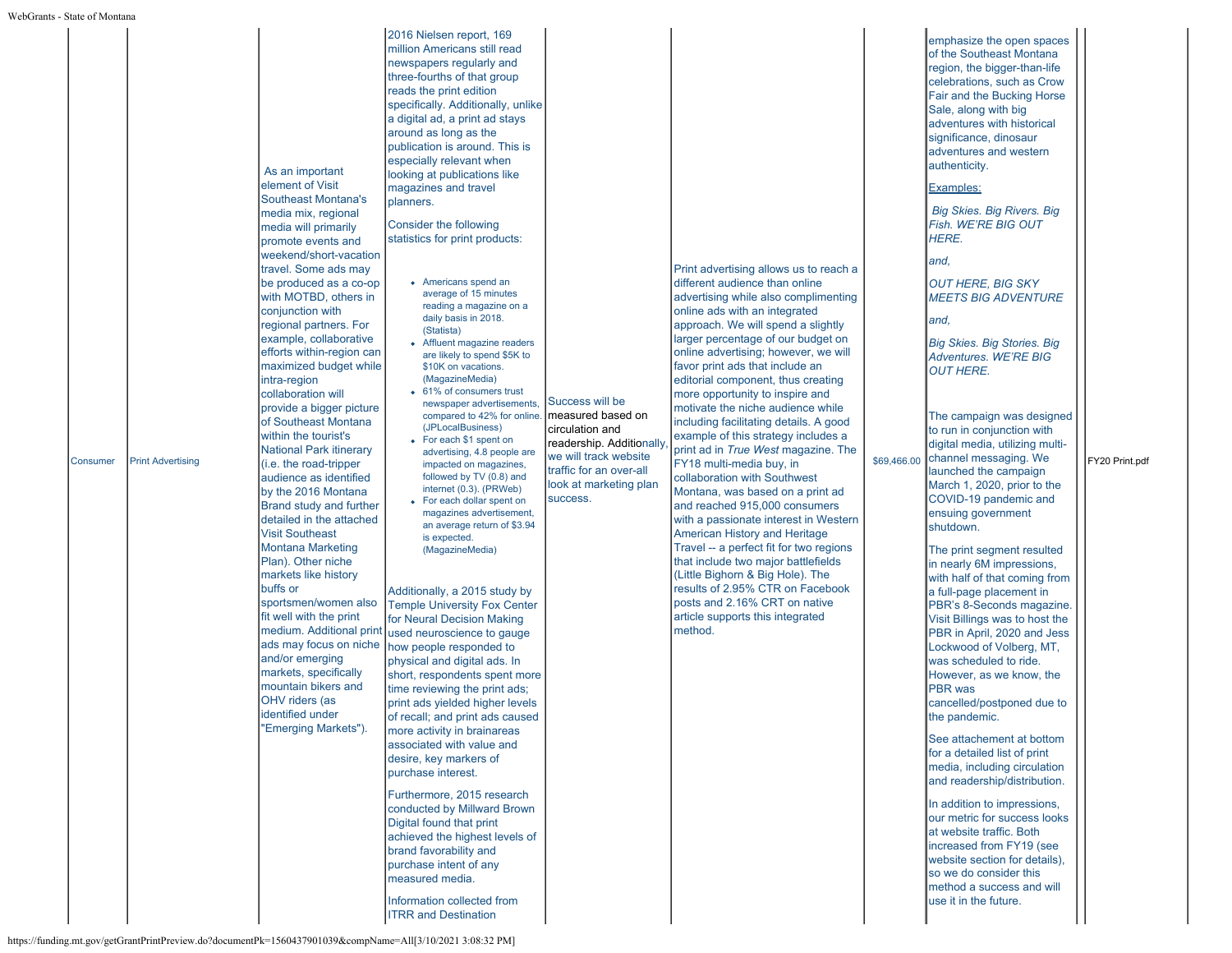| | | | | | | | | |
|---|---|---|---|---|---|---|---|---|
| Consumer | Print Advertising | As an important element of Visit Southeast Montana's media mix, regional media will primarily promote events and weekend/short-vacation travel. Some ads may be produced as a co-op with MOTBD, others in conjunction with regional partners. For example, collaborative efforts within-region can maximized budget while intra-region collaboration will provide a bigger picture of Southeast Montana within the tourist's National Park itinerary (i.e. the road-tripper audience as identified by the 2016 Montana Brand study and further detailed in the attached Visit Southeast Montana Marketing Plan). Other niche markets like history buffs or sportsmen/women also fit well with the print medium. Additional print ads may focus on niche and/or emerging markets, specifically mountain bikers and OHV riders (as identified under "Emerging Markets"). | 2016 Nielsen report, 169 million Americans still read newspapers regularly and three-fourths of that group reads the print edition specifically. Additionally, unlike a digital ad, a print ad stays around as long as the publication is around. This is especially relevant when looking at publications like magazines and travel planners.<br><br>Consider the following statistics for print products:<br><br>• Americans spend an average of 15 minutes reading a magazine on a daily basis in 2018. (Statista)<br>• Affluent magazine readers are likely to spend $5K to $10K on vacations. (MagazineMedia)<br>• 61% of consumers trust newspaper advertisements, compared to 42% for online. (JPLocalBusiness)<br>• For each $1 spent on advertising, 4.8 people are impacted on magazines, followed by TV (0.8) and internet (0.3). (PRWeb)<br>• For each dollar spent on magazines advertisement, an average return of $3.94 is expected. (MagazineMedia)<br><br>Additionally, a 2015 study by Temple University Fox Center for Neural Decision Making used neuroscience to gauge how people responded to physical and digital ads. In short, respondents spent more time reviewing the print ads; print ads yielded higher levels of recall; and print ads caused more activity in brainareas associated with value and desire, key markers of purchase interest.<br><br>Furthermore, 2015 research conducted by Millward Brown Digital found that print achieved the highest levels of brand favorability and purchase intent of any measured media.<br><br>Information collected from ITRR and Destination | Success will be measured based on circulation and readership. Additionally, we will track website traffic for an over-all look at marketing plan success. | Print advertising allows us to reach a different audience than online advertising while also complimenting online ads with an integrated approach. We will spend a slightly larger percentage of our budget on online advertising; however, we will favor print ads that include an editorial component, thus creating more opportunity to inspire and motivate the niche audience while including facilitating details. A good example of this strategy includes a print ad in *True West* magazine. The FY18 multi-media buy, in collaboration with Southwest Montana, was based on a print ad and reached 915,000 consumers with a passionate interest in Western American History and Heritage Travel -- a perfect fit for two regions that include two major battlefields (Little Bighorn & Big Hole). The results of 2.95% CTR on Facebook posts and 2.16% CRT on native article supports this integrated method. | $69,466.00 | emphasize the open spaces of the Southeast Montana region, the bigger-than-life celebrations, such as Crow Fair and the Bucking Horse Sale, along with big adventures with historical significance, dinosaur adventures and western authenticity.<br><br>Examples:<br><br>*Big Skies. Big Rivers. Big Fish. WE'RE BIG OUT HERE.*<br><br>*and,*<br><br>*OUT HERE, BIG SKY MEETS BIG ADVENTURE*<br><br>*and,*<br><br>*Big Skies. Big Stories. Big Adventures. WE'RE BIG OUT HERE.*<br><br>The campaign was designed to run in conjunction with digital media, utilizing multi-channel messaging. We launched the campaign March 1, 2020, prior to the COVID-19 pandemic and ensuing government shutdown.<br><br>The print segment resulted in nearly 6M impressions, with half of that coming from a full-page placement in PBR's 8-Seconds magazine. Visit Billings was to host the PBR in April, 2020 and Jess Lockwood of Volberg, MT, was scheduled to ride. However, as we know, the PBR was cancelled/postponed due to the pandemic.<br><br>See attachement at bottom for a detailed list of print media, including circulation and readership/distribution.<br><br>In addition to impressions, our metric for success looks at website traffic. Both increased from FY19 (see website section for details), so we do consider this method a success and will use it in the future. | FY20 Print.pdf |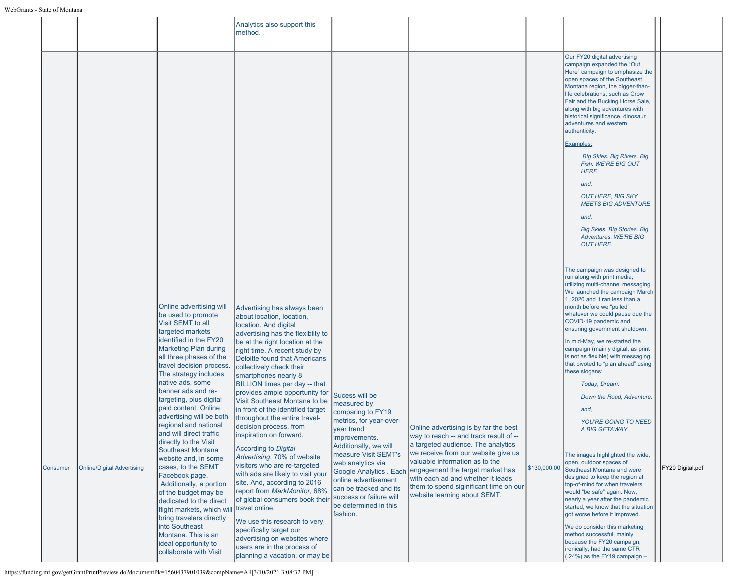| | | | | | | | | |
|---|---|---|---|---|---|---|---|---|
| | | | Analytics also support this method. | | | | | |
| Consumer | Online/Digital Advertising | Online adveritising will be used to promote Visit SEMT to all targeted markets identified in the FY20 Marketing Plan during all three phases of the travel decision process. The strategy includes native ads, some banner ads and re-targeting, plus digital paid content. Online advertising will be both regional and national and will direct traffic directly to the Visit Southeast Montana website and, in some cases, to the SEMT Facebook page. Additionally, a portion of the budget may be dedicated to the direct flight markets, which will bring travelers directly into Southeast Montana. This is an ideal opportunity to collaborate with Visit | Advertising has always been about location, location, location. And digital advertising has the flexblity to be at the right location at the right time. A recent study by Deloitte found that Americans collectively check their smartphones nearly 8 BILLION times per day -- that provides ample opportunity for Visit Southeast Montana to be in front of the identified target throughout the entire travel-decision process, from inspiration on forward.<br><br>According to *Digital Advertising*, 70% of website visitors who are re-targeted with ads are likely to visit your site. And, according to 2016 report from *MarkMonitor*, 68% of global consumers book their travel online.<br><br>We use this research to very specifically target our advertising on websites where users are in the process of planning a vacation, or may be | Sucess will be measured by comparing to FY19 metrics, for year-over-year trend improvements. Additionally, we will measure Visit SEMT's web analytics via Google Analytics . Each online advertisement can be tracked and its success or failure will be determined in this fashion. | Online advertising is by far the best way to reach -- and track result of -- a targeted audience. The analytics we receive from our website give us valuable information as to the engagement the target market has with each ad and whether it leads them to spend siginificant time on our website learning about SEMT. | $130,000.00 | Our FY20 digital advertising campaign expanded the "Out Here" campaign to emphasize the open spaces of the Southeast Montana region, the bigger-than-life celebrations, such as Crow Fair and the Bucking Horse Sale, along with big adventures with historical significance, dinosaur adventures and western authenticity.<br><br>Examples:<br><br>*Big Skies. Big Rivers. Big Fish. WE'RE BIG OUT HERE.*<br><br>*and,*<br><br>*OUT HERE, BIG SKY MEETS BIG ADVENTURE*<br><br>*and,*<br><br>*Big Skies. Big Stories. Big Adventures. WE'RE BIG OUT HERE.*<br><br>The campaign was designed to run along with print media, utilizing multi-channel messaging. We launched the campaign March 1, 2020 and it ran less than a month before we "pulled" whatever we could pause due the COVID-19 pandemic and ensuring government shutdown.<br><br>In mid-May, we re-started the campaign (mainly digital, as print is not as flexible) with messaging that pivoted to "plan ahead" using these slogans:<br><br>*Today, Dream.*<br><br>*Down the Road, Adventure.*<br><br>*and,*<br><br>*YOU'RE GOING TO NEED A BIG GETAWAY.*<br><br>The images highlighted the wide, open, outdoor spaces of Southeast Montana and were designed to keep the region at top-of-mind for when travelers would "be safe" again. Now, nearly a year after the pandemic started, we know that the situation got worse before it improved.<br><br>We do consider this marketing method successful, mainly because the FY20 campaign, ironically, had the same CTR (.24%) as the FY19 campaign – | | FY20 Digital.pdf |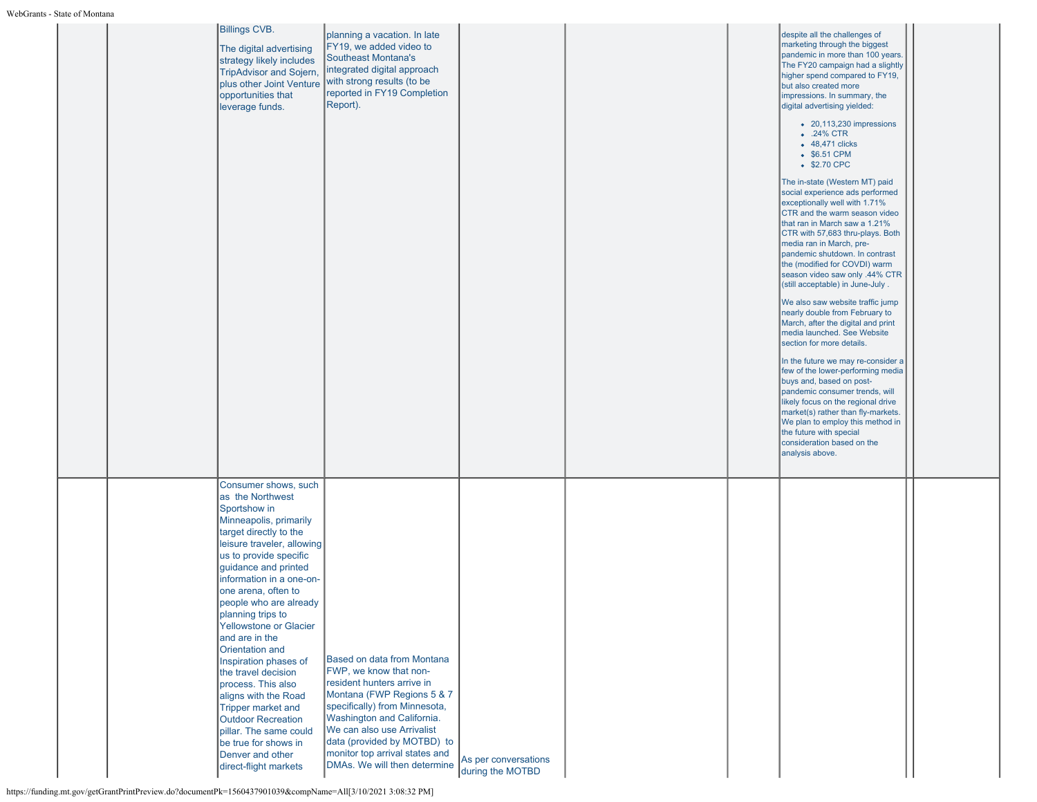| | | | | | | | | | |
|---|---|---|---|---|---|---|---|---|---|
| | | Billings CVB.<br><br>The digital advertising strategy likely includes TripAdvisor and Sojern, plus other Joint Venture opportunities that leverage funds. | planning a vacation. In late FY19, we added video to Southeast Montana's integrated digital approach with strong results (to be reported in FY19 Completion Report). | | | | despite all the challenges of marketing through the biggest pandemic in more than 100 years. The FY20 campaign had a slightly higher spend compared to FY19, but also created more impressions. In summary, the digital advertising yielded:<br><br>- 20,113,230 impressions<br>- .24% CTR<br>- 48,471 clicks<br>- $6.51 CPM<br>- $2.70 CPC<br><br>The in-state (Western MT) paid social experience ads performed exceptionally well with 1.71% CTR and the warm season video that ran in March saw a 1.21% CTR with 57,683 thru-plays. Both media ran in March, pre-pandemic shutdown. In contrast the (modified for COVDI) warm season video saw only .44% CTR (still acceptable) in June-July .<br><br>We also saw website traffic jump nearly double from February to March, after the digital and print media launched. See Website section for more details.<br><br>In the future we may re-consider a few of the lower-performing media buys and, based on post-pandemic consumer trends, will likely focus on the regional drive market(s) rather than fly-markets. We plan to employ this method in the future with special consideration based on the analysis above. | | |
| | | Consumer shows, such as the Northwest Sportshow in Minneapolis, primarily target directly to the leisure traveler, allowing us to provide specific guidance and printed information in a one-on-one arena, often to people who are already planning trips to Yellowstone or Glacier and are in the Orientation and Inspiration phases of the travel decision process. This also aligns with the Road Tripper market and Outdoor Recreation pillar. The same could be true for shows in Denver and other direct-flight markets | Based on data from Montana FWP, we know that non-resident hunters arrive in Montana (FWP Regions 5 & 7 specifically) from Minnesota, Washington and California. We can also use Arrivalist data (provided by MOTBD) to monitor top arrival states and DMAs. We will then determine | As per conversations during the MOTBD | | | | | |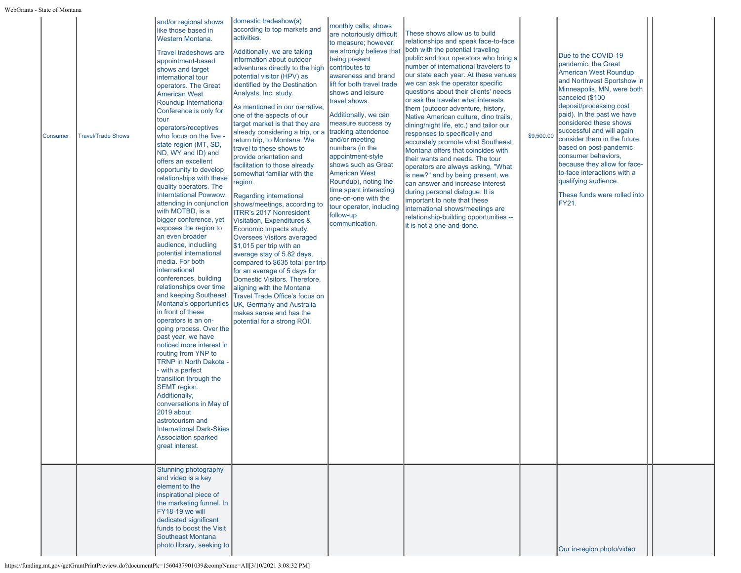| | | | | | | | | |
|---|---|---|---|---|---|---|---|---|
| Consumer | Travel/Trade Shows | and/or regional shows like those based in Western Montana.<br><br>Travel tradeshows are appointment-based shows and target international tour operators. The Great American West Roundup International Conference is only for tour operators/receptives who focus on the five - state region (MT, SD, ND, WY and ID) and offers an excellent opportunity to develop relationships with these quality operators. The Interntational Powwow, attending in conjunction with MOTBD, is a bigger conference, yet exposes the region to an even broader audience, includiing potential international media. For both international conferences, building relationships over time and keeping Southeast Montana's opportunities in front of these operators is an on-going process. Over the past year, we have noticed more interest in routing from YNP to TRNP in North Dakota -- with a perfect transition through the SEMT region. Additionally, conversations in May of 2019 about astrotourism and International Dark-Skies Association sparked great interest. | domestic tradeshow(s) according to top markets and activities.<br><br>Additionally, we are taking information about outdoor adventures directly to the high potential visitor (HPV) as identified by the Destination Analysts, Inc. study.<br><br>As mentioned in our narrative, one of the aspects of our target market is that they are already considering a trip, or a return trip, to Montana. We travel to these shows to provide orientation and facilitation to those already somewhat familiar with the region.<br><br>Regarding international shows/meetings, according to ITRR's 2017 Nonresident Visitation, Expenditures & Economic Impacts study, Oversees Visitors averaged $1,015 per trip with an average stay of 5.82 days, compared to $635 total per trip for an average of 5 days for Domestic Visitors. Therefore, aligning with the Montana Travel Trade Office's focus on UK, Germany and Australia makes sense and has the potential for a strong ROI. | monthly calls, shows are notoriously difficult to measure; however, we strongly believe that being present contributes to awareness and brand lift for both travel trade shows and leisure travel shows.<br><br>Additionally, we can measure success by tracking attendence and/or meeting numbers (in the appointment-style shows such as Great American West Roundup), noting the time spent interacting one-on-one with the tour operator, including follow-up communication. | These shows allow us to build relationships and speak face-to-face both with the potential traveling public and tour operators who bring a number of international travelers to our state each year. At these venues we can ask the operator specific questions about their clients' needs or ask the traveler what interests them (outdoor adventure, history, Native American culture, dino trails, dining/night life, etc.) and tailor our responses to specifically and accurately promote what Southeast Montana offers that coincides with their wants and needs. The tour operators are always asking, "What is new?" and by being present, we can answer and increase interest during personal dialogue. It is important to note that these international shows/meetings are relationship-building opportunities -- it is not a one-and-done. | $9,500.00 | Due to the COVID-19 pandemic, the Great American West Roundup and Northwest Sportshow in Minneapolis, MN, were both canceled ($100 deposit/processing cost paid). In the past we have considered these shows successful and will again consider them in the future, based on post-pandemic consumer behaviors, because they allow for face-to-face interactions with a qualifying audience.<br><br>These funds were rolled into FY21. | | |
| | | Stunning photography and video is a key element to the inspirational piece of the marketing funnel. In FY18-19 we will dedicated significant funds to boost the Visit Southeast Montana photo library, seeking to | | | | | Our in-region photo/video | | |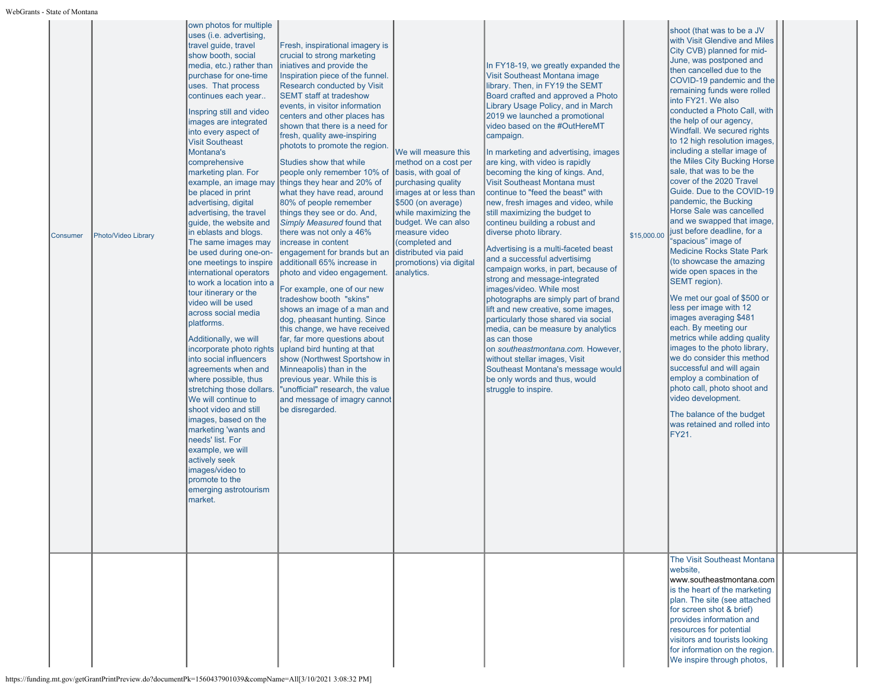| | | | | | | | | | |
|---|---|---|---|---|---|---|---|---|---|
| Consumer | Photo/Video Library | own photos for multiple uses (i.e. advertising, travel guide, travel show booth, social media, etc.) rather than purchase for one-time uses. That process continues each year.. Inspring still and video images are integrated into every aspect of Visit Southeast Montana's comprehensive marketing plan. For example, an image may be placed in print advertising, digital advertising, the travel guide, the website and in eblasts and blogs. The same images may be used during one-on-one meetings to inspire international operators to work a location into a tour itinerary or the video will be used across social media platforms. Additionally, we will incorporate photo rights into social influencers agreements when and where possible, thus stretching those dollars. We will continue to shoot video and still images, based on the marketing 'wants and needs' list. For example, we will actively seek images/video to promote to the emerging astrotourism market. | Fresh, inspirational imagery is crucial to strong marketing iniatives and provide the Inspiration piece of the funnel. Research conducted by Visit SEMT staff at tradeshow events, in visitor information centers and other places has shown that there is a need for fresh, quality awe-inspiring phototos to promote the region. Studies show that while people only remember 10% of things they hear and 20% of what they have read, around 80% of people remember things they see or do. And, *Simply Measured* found that there was not only a 46% increase in content engagement for brands but an additionall 65% increase in photo and video engagement. For example, one of our new tradeshow booth "skins" shows an image of a man and dog, pheasant hunting. Since this change, we have received far, far more questions about upland bird hunting at that show (Northwest Sportshow in Minneapolis) than in the previous year. While this is "unofficial" research, the value and message of imagry cannot be disregarded. | We will measure this method on a cost per basis, with goal of purchasing quality images at or less than $500 (on average) while maximizing the budget. We can also measure video (completed and distributed via paid promotions) via digital analytics. | In FY18-19, we greatly expanded the Visit Southeast Montana image library. Then, in FY19 the SEMT Board crafted and approved a Photo Library Usage Policy, and in March 2019 we launched a promotional video based on the #OutHereMT campaign. In marketing and advertising, images are king, with video is rapidly becoming the king of kings. And, Visit Southeast Montana must continue to "feed the beast" with new, fresh images and video, while still maximizing the budget to contineu building a robust and diverse photo library. Advertising is a multi-faceted beast and a successful advertisimg campaign works, in part, because of strong and message-integrated images/video. While most photographs are simply part of brand lift and new creative, some images, particularly those shared via social media, can be measure by analytics as can those on *southeastmontana.com.* However, without stellar images, Visit Southeast Montana's message would be only words and thus, would struggle to inspire. | $15,000.00 | shoot (that was to be a JV with Visit Glendive and Miles City CVB) planned for mid-June, was postponed and then cancelled due to the COVID-19 pandemic and the remaining funds were rolled into FY21. We also conducted a Photo Call, with the help of our agency, Windfall. We secured rights to 12 high resolution images, including a stellar image of the Miles City Bucking Horse sale, that was to be the cover of the 2020 Travel Guide. Due to the COVID-19 pandemic, the Bucking Horse Sale was cancelled and we swapped that image, just before deadline, for a "spacious" image of Medicine Rocks State Park (to showcase the amazing wide open spaces in the SEMT region). We met our goal of $500 or less per image with 12 images averaging $481 each. By meeting our metrics while adding quality images to the photo library, we do consider this method successful and will again employ a combination of photo call, photo shoot and video development. The balance of the budget was retained and rolled into FY21. | | |
| | | | | | | | The Visit Southeast Montana website, www.southeastmontana.com is the heart of the marketing plan. The site (see attached for screen shot & brief) provides information and resources for potential visitors and tourists looking for information on the region. We inspire through photos, | | |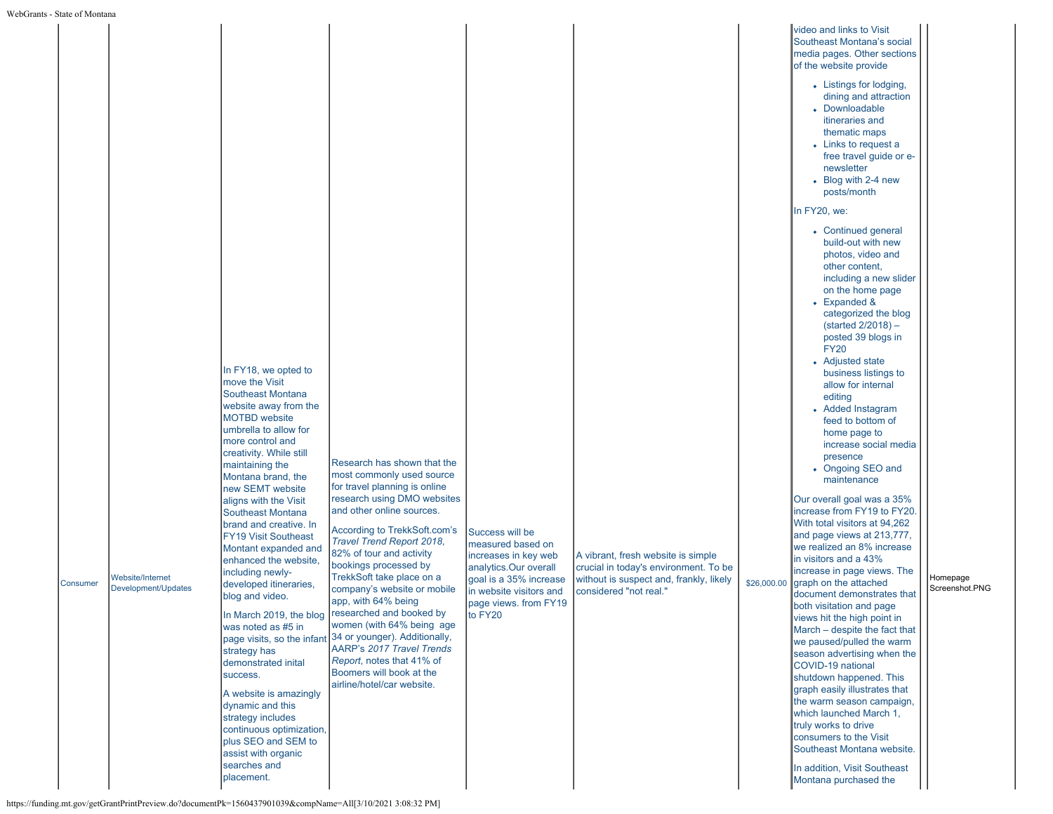| Consumer | Website/Internet Development/Updates | In FY18, we opted to move the Visit Southeast Montana website away from the MOTBD website umbrella to allow for more control and creativity. While still maintaining the Montana brand, the new SEMT website aligns with the Visit Southeast Montana brand and creative. In FY19 Visit Southeast Montant expanded and enhanced the website, including newly-developed itineraries, blog and video.<br><br>In March 2019, the blog was noted as #5 in page visits, so the infant strategy has demonstrated inital success.<br><br>A website is amazingly dynamic and this strategy includes continuous optimization, plus SEO and SEM to assist with organic searches and placement. | Research has shown that the most commonly used source for travel planning is online research using DMO websites and other online sources.<br><br>According to TrekkSoft.com's *Travel Trend Report 2018*, 82% of tour and activity bookings processed by TrekkSoft take place on a company's website or mobile app, with 64% being researched and booked by women (with 64% being age 34 or younger). Additionally, AARP's *2017 Travel Trends Report*, notes that 41% of Boomers will book at the airline/hotel/car website. | Success will be measured based on increases in key web analytics.Our overall goal is a 35% increase in website visitors and page views. from FY19 to FY20 | A vibrant, fresh website is simple crucial in today's environment. To be without is suspect and, frankly, likely considered "not real." | $26,000.00 | video and links to Visit Southeast Montana's social media pages. Other sections of the website provide<br><br>• Listings for lodging, dining and attraction<br>• Downloadable itineraries and thematic maps<br>• Links to request a free travel guide or e-newsletter<br>• Blog with 2-4 new posts/month<br><br>In FY20, we:<br><br>• Continued general build-out with new photos, video and other content, including a new slider on the home page<br>• Expanded & categorized the blog (started 2/2018) – posted 39 blogs in FY20<br>• Adjusted state business listings to allow for internal editing<br>• Added Instagram feed to bottom of home page to increase social media presence<br>• Ongoing SEO and maintenance<br><br>Our overall goal was a 35% increase from FY19 to FY20. With total visitors at 94,262 and page views at 213,777, we realized an 8% increase in visitors and a 43% increase in page views. The graph on the attached document demonstrates that both visitation and page views hit the high point in March – despite the fact that we paused/pulled the warm season advertising when the COVID-19 national shutdown happened. This graph easily illustrates that the warm season campaign, which launched March 1, truly works to drive consumers to the Visit Southeast Montana website.<br><br>In addition, Visit Southeast Montana purchased the | Homepage Screenshot.PNG | |
|---|---|---|---|---|---|---|---|---|---|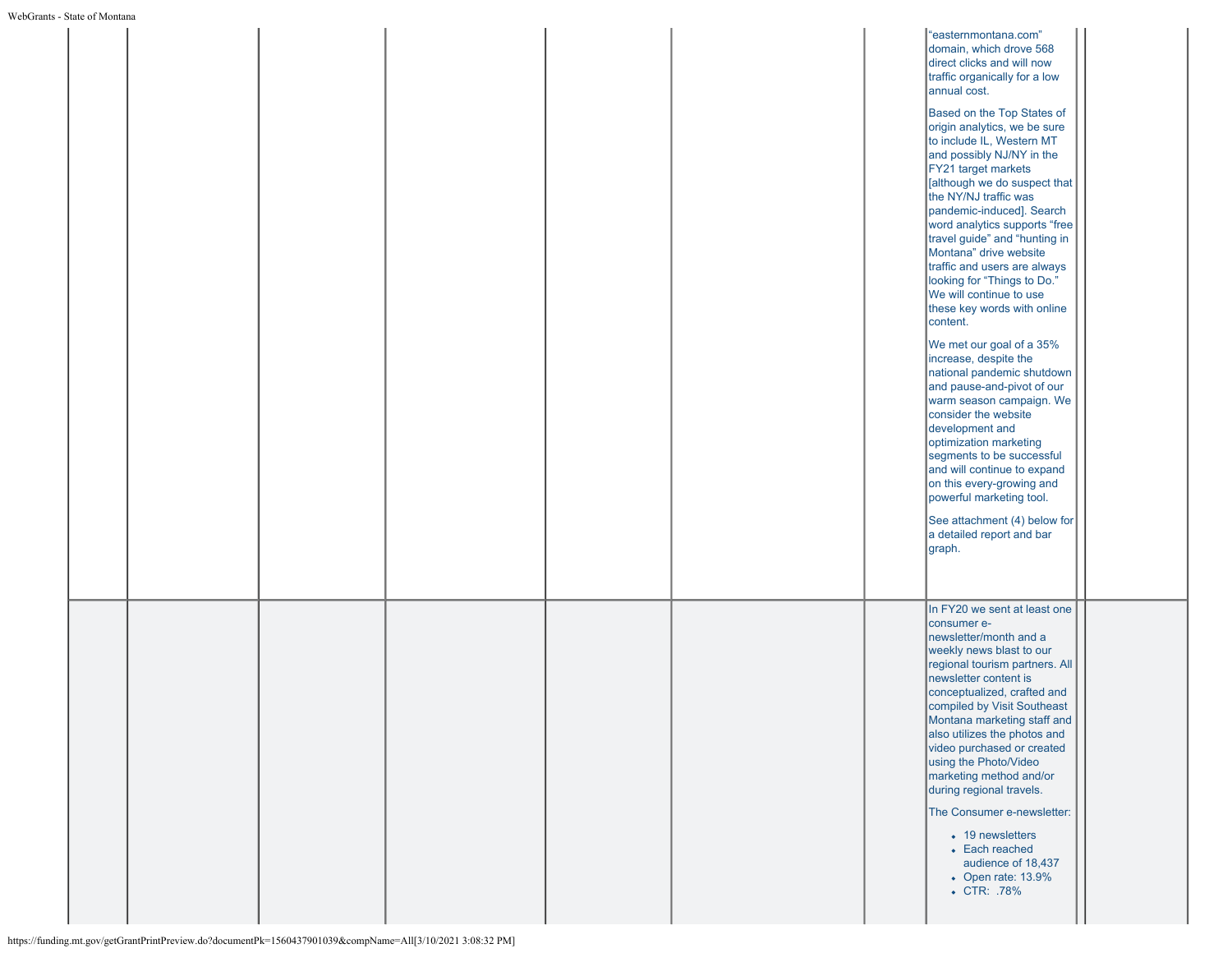| | | | | | | | | |
|---|---|---|---|---|---|---|---|---|
| | | | | | | | "easternmontana.com" domain, which drove 568 direct clicks and will now traffic organically for a low annual cost.<br><br>Based on the Top States of origin analytics, we be sure to include IL, Western MT and possibly NJ/NY in the FY21 target markets [although we do suspect that the NY/NJ traffic was pandemic-induced]. Search word analytics supports "free travel guide" and "hunting in Montana" drive website traffic and users are always looking for "Things to Do." We will continue to use these key words with online content.<br><br>We met our goal of a 35% increase, despite the national pandemic shutdown and pause-and-pivot of our warm season campaign. We consider the website development and optimization marketing segments to be successful and will continue to expand on this every-growing and powerful marketing tool.<br><br>See attachment (4) below for a detailed report and bar graph. | |
| | | | | | | | In FY20 we sent at least one consumer e-newsletter/month and a weekly news blast to our regional tourism partners. All newsletter content is conceptualized, crafted and compiled by Visit Southeast Montana marketing staff and also utilizes the photos and video purchased or created using the Photo/Video marketing method and/or during regional travels.<br><br>The Consumer e-newsletter:<br><br>• 19 newsletters<br>• Each reached audience of 18,437<br>• Open rate: 13.9%<br>• CTR: .78% | |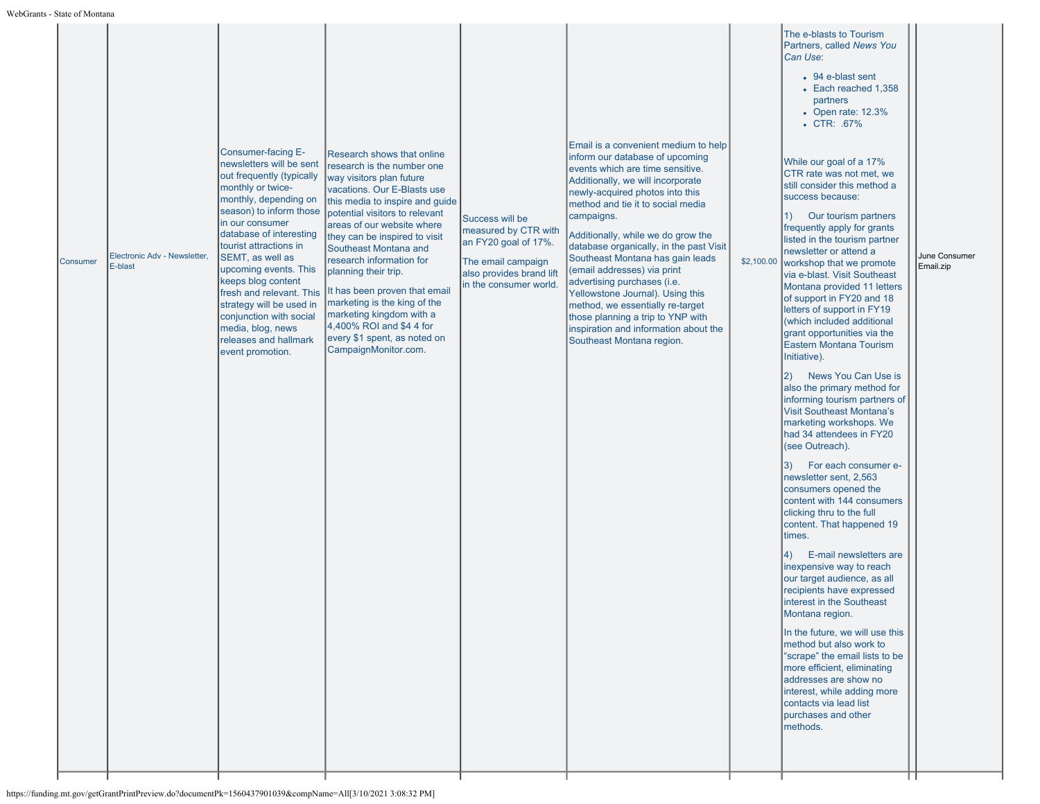| Consumer | Electronic Adv - Newsletter, E-blast | Consumer-facing E-newsletters will be sent out frequently (typically monthly or twice-monthly, depending on season) to inform those in our consumer database of interesting tourist attractions in SEMT, as well as upcoming events. This keeps blog content fresh and relevant. This strategy will be used in conjunction with social media, blog, news releases and hallmark event promotion. | Research shows that online research is the number one way visitors plan future vacations. Our E-Blasts use this media to inspire and guide potential visitors to relevant areas of our website where they can be inspired to visit Southeast Montana and research information for planning their trip.<br><br>It has been proven that email marketing is the king of the marketing kingdom with a 4,400% ROI and $4 4 for every $1 spent, as noted on CampaignMonitor.com. | Success will be measured by CTR with an FY20 goal of 17%.<br><br>The email campaign also provides brand lift in the consumer world. | Email is a convenient medium to help inform our database of upcoming events which are time sensitive. Additionally, we will incorporate newly-acquired photos into this method and tie it to social media campaigns.<br><br>Additionally, while we do grow the database organically, in the past Visit Southeast Montana has gain leads (email addresses) via print advertising purchases (i.e. Yellowstone Journal). Using this method, we essentially re-target those planning a trip to YNP with inspiration and information about the Southeast Montana region. | $2,100.00 | The e-blasts to Tourism Partners, called *News You Can Use*:<br><br>• 94 e-blast sent<br>• Each reached 1,358 partners<br>• Open rate: 12.3%<br>• CTR: .67%<br><br>While our goal of a 17% CTR rate was not met, we still consider this method a success because:<br><br>1) Our tourism partners frequently apply for grants listed in the tourism partner newsletter or attend a workshop that we promote via e-blast. Visit Southeast Montana provided 11 letters of support in FY20 and 18 letters of support in FY19 (which included additional grant opportunities via the Eastern Montana Tourism Initiative).<br><br>2) News You Can Use is also the primary method for informing tourism partners of Visit Southeast Montana's marketing workshops. We had 34 attendees in FY20 (see Outreach).<br><br>3) For each consumer e-newsletter sent, 2,563 consumers opened the content with 144 consumers clicking thru to the full content. That happened 19 times.<br><br>4) E-mail newsletters are inexpensive way to reach our target audience, as all recipients have expressed interest in the Southeast Montana region.<br><br>In the future, we will use this method but also work to "scrape" the email lists to be more efficient, eliminating addresses are show no interest, while adding more contacts via lead list purchases and other methods. | | June Consumer Email.zip |
|---|---|---|---|---|---|---|---|---|---|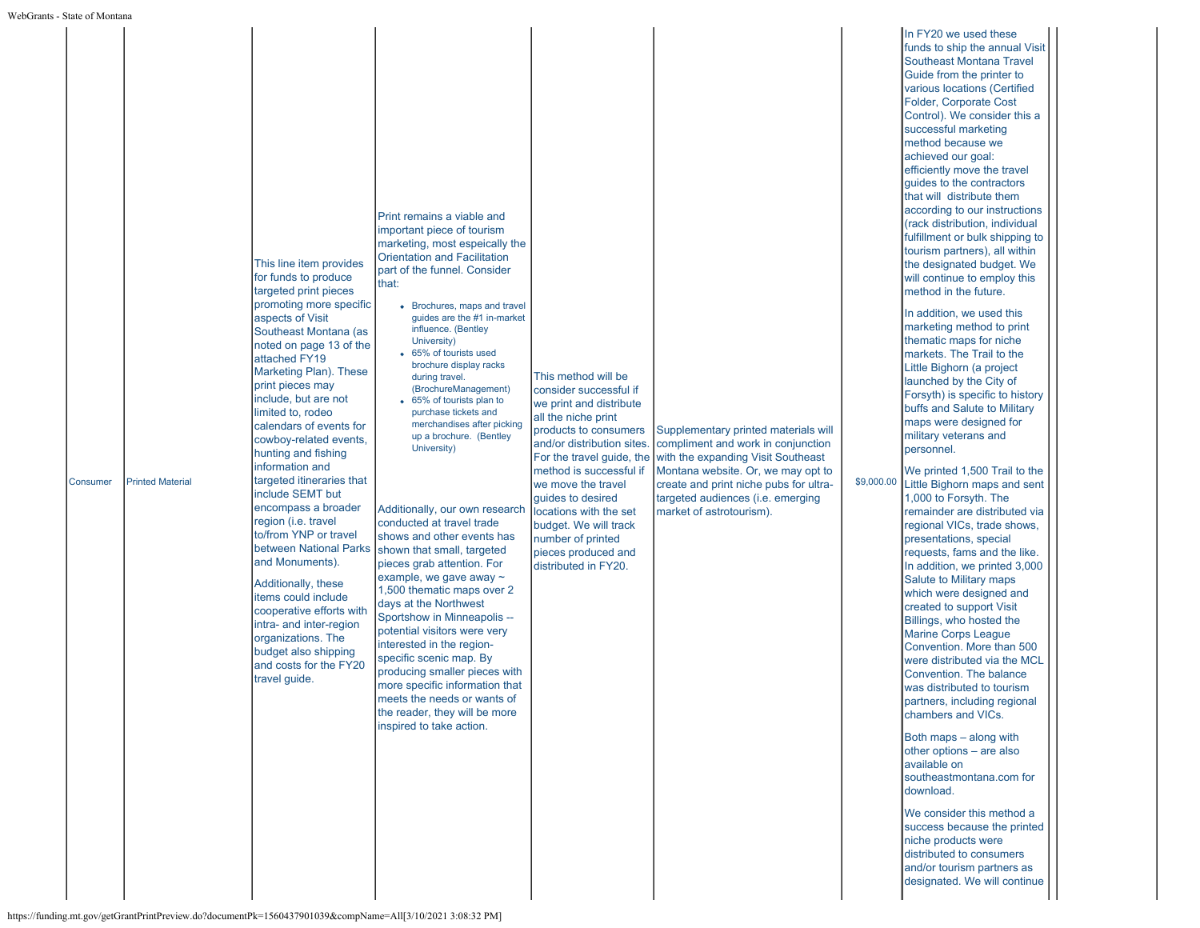| | | | | | | | | |
|---|---|---|---|---|---|---|---|---|
| Consumer | Printed Material | This line item provides for funds to produce targeted print pieces promoting more specific aspects of Visit Southeast Montana (as noted on page 13 of the attached FY19 Marketing Plan). These print pieces may include, but are not limited to, rodeo calendars of events for cowboy-related events, hunting and fishing information and targeted itineraries that include SEMT but encompass a broader region (i.e. travel to/from YNP or travel between National Parks and Monuments).<br><br>Additionally, these items could include cooperative efforts with intra- and inter-region organizations. The budget also shipping and costs for the FY20 travel guide. | Print remains a viable and important piece of tourism marketing, most espeically the Orientation and Facilitation part of the funnel. Consider that:<br><br>• Brochures, maps and travel guides are the #1 in-market influence. (Bentley University)<br>• 65% of tourists used brochure display racks during travel. (BrochureManagement)<br>• 65% of tourists plan to purchase tickets and merchandises after picking up a brochure. (Bentley University)<br><br>Additionally, our own research conducted at travel trade shows and other events has shown that small, targeted pieces grab attention. For example, we gave away ~ 1,500 thematic maps over 2 days at the Northwest Sportshow in Minneapolis -- potential visitors were very interested in the region-specific scenic map. By producing smaller pieces with more specific information that meets the needs or wants of the reader, they will be more inspired to take action. | This method will be consider successful if we print and distribute all the niche print products to consumers and/or distribution sites. For the travel guide, the method is successful if we move the travel guides to desired locations with the set budget. We will track number of printed pieces produced and distributed in FY20. | Supplementary printed materials will compliment and work in conjunction with the expanding Visit Southeast Montana website. Or, we may opt to create and print niche pubs for ultra-targeted audiences (i.e. emerging market of astrotourism). | $9,000.00 | In FY20 we used these funds to ship the annual Visit Southeast Montana Travel Guide from the printer to various locations (Certified Folder, Corporate Cost Control). We consider this a successful marketing method because we achieved our goal: efficiently move the travel guides to the contractors that will distribute them according to our instructions (rack distribution, individual fulfillment or bulk shipping to tourism partners), all within the designated budget. We will continue to employ this method in the future.<br><br>In addition, we used this marketing method to print thematic maps for niche markets. The Trail to the Little Bighorn (a project launched by the City of Forsyth) is specific to history buffs and Salute to Military maps were designed for military veterans and personnel.<br><br>We printed 1,500 Trail to the Little Bighorn maps and sent 1,000 to Forsyth. The remainder are distributed via regional VICs, trade shows, presentations, special requests, fams and the like. In addition, we printed 3,000 Salute to Military maps which were designed and created to support Visit Billings, who hosted the Marine Corps League Convention. More than 500 were distributed via the MCL Convention. The balance was distributed to tourism partners, including regional chambers and VICs.<br><br>Both maps – along with other options – are also available on southeastmontana.com for download.<br><br>We consider this method a success because the printed niche products were distributed to consumers and/or tourism partners as designated. We will continue | |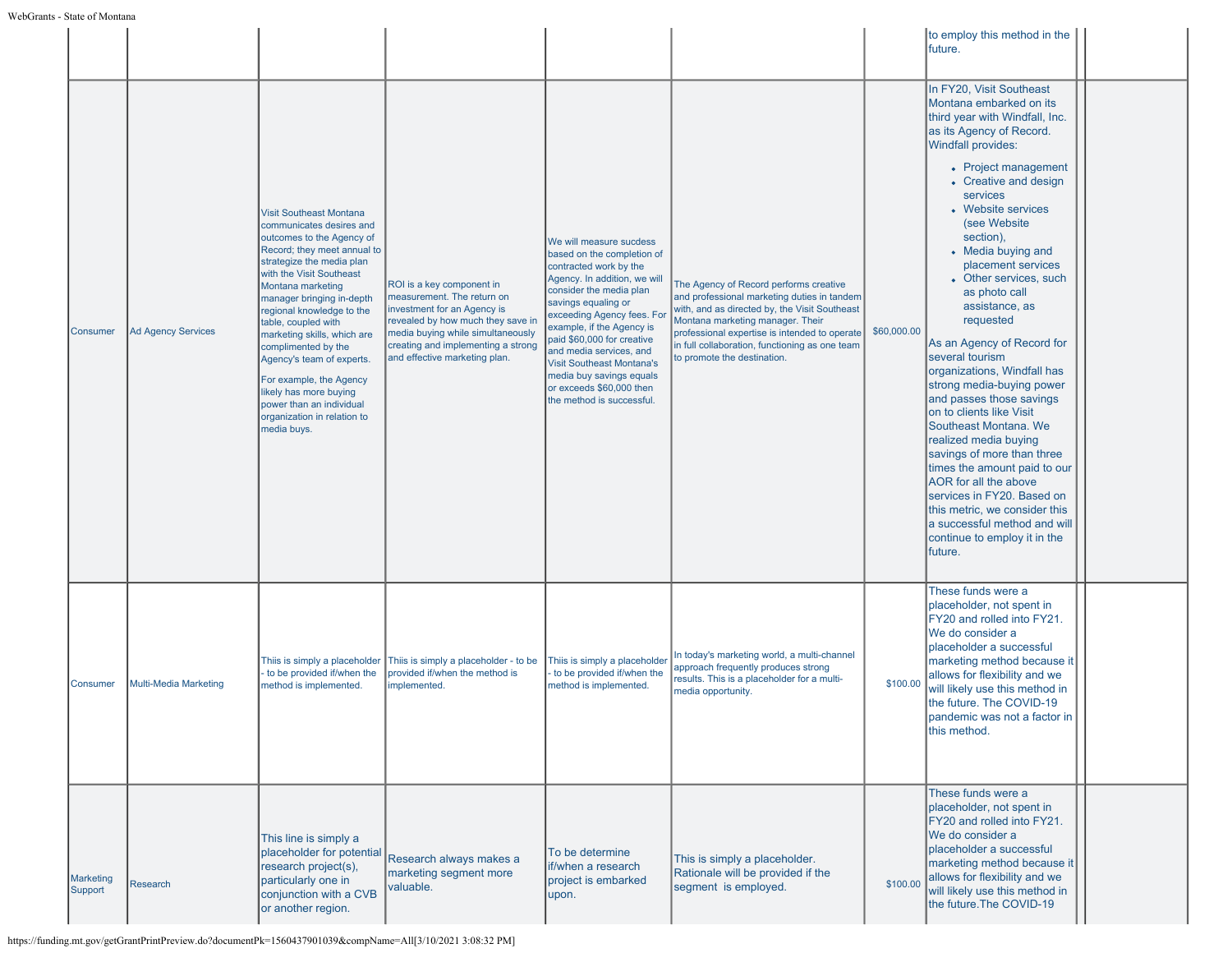| | | | | | | | | |
|---|---|---|---|---|---|---|---|---|
| | | | | | | | to employ this method in the future. | |
| Consumer | Ad Agency Services | Visit Southeast Montana communicates desires and outcomes to the Agency of Record; they meet annual to strategize the media plan with the Visit Southeast Montana marketing manager bringing in-depth regional knowledge to the table, coupled with marketing skills, which are complimented by the Agency's team of experts.<br><br>For example, the Agency likely has more buying power than an individual organization in relation to media buys. | ROI is a key component in measurement. The return on investment for an Agency is revealed by how much they save in media buying while simultaneously creating and implementing a strong and effective marketing plan. | We will measure sucdess based on the completion of contracted work by the Agency. In addition, we will consider the media plan savings equaling or exceeding Agency fees. For example, if the Agency is paid $60,000 for creative and media services, and Visit Southeast Montana's media buy savings equals or exceeds $60,000 then the method is successful. | The Agency of Record performs creative and professional marketing duties in tandem with, and as directed by, the Visit Southeast Montana marketing manager. Their professional expertise is intended to operate in full collaboration, functioning as one team to promote the destination. | $60,000.00 | In FY20, Visit Southeast Montana embarked on its third year with Windfall, Inc. as its Agency of Record. Windfall provides:<br>• Project management<br>• Creative and design services<br>• Website services (see Website section),<br>• Media buying and placement services<br>• Other services, such as photo call assistance, as requested<br><br>As an Agency of Record for several tourism organizations, Windfall has strong media-buying power and passes those savings on to clients like Visit Southeast Montana. We realized media buying savings of more than three times the amount paid to our AOR for all the above services in FY20. Based on this metric, we consider this a successful method and will continue to employ it in the future. | |
| Consumer | Multi-Media Marketing | Thiis is simply a placeholder - to be provided if/when the method is implemented. | Thiis is simply a placeholder - to be provided if/when the method is implemented. | Thiis is simply a placeholder - to be provided if/when the method is implemented. | In today's marketing world, a multi-channel approach frequently produces strong results. This is a placeholder for a multi-media opportunity. | $100.00 | These funds were a placeholder, not spent in FY20 and rolled into FY21. We do consider a placeholder a successful marketing method because it allows for flexibility and we will likely use this method in the future. The COVID-19 pandemic was not a factor in this method. | |
| Marketing Support | Research | This line is simply a placeholder for potential research project(s), particularly one in conjunction with a CVB or another region. | Research always makes a marketing segment more valuable. | To be determine if/when a research project is embarked upon. | This is simply a placeholder. Rationale will be provided if the segment is employed. | $100.00 | These funds were a placeholder, not spent in FY20 and rolled into FY21. We do consider a placeholder a successful marketing method because it allows for flexibility and we will likely use this method in the future.The COVID-19 | |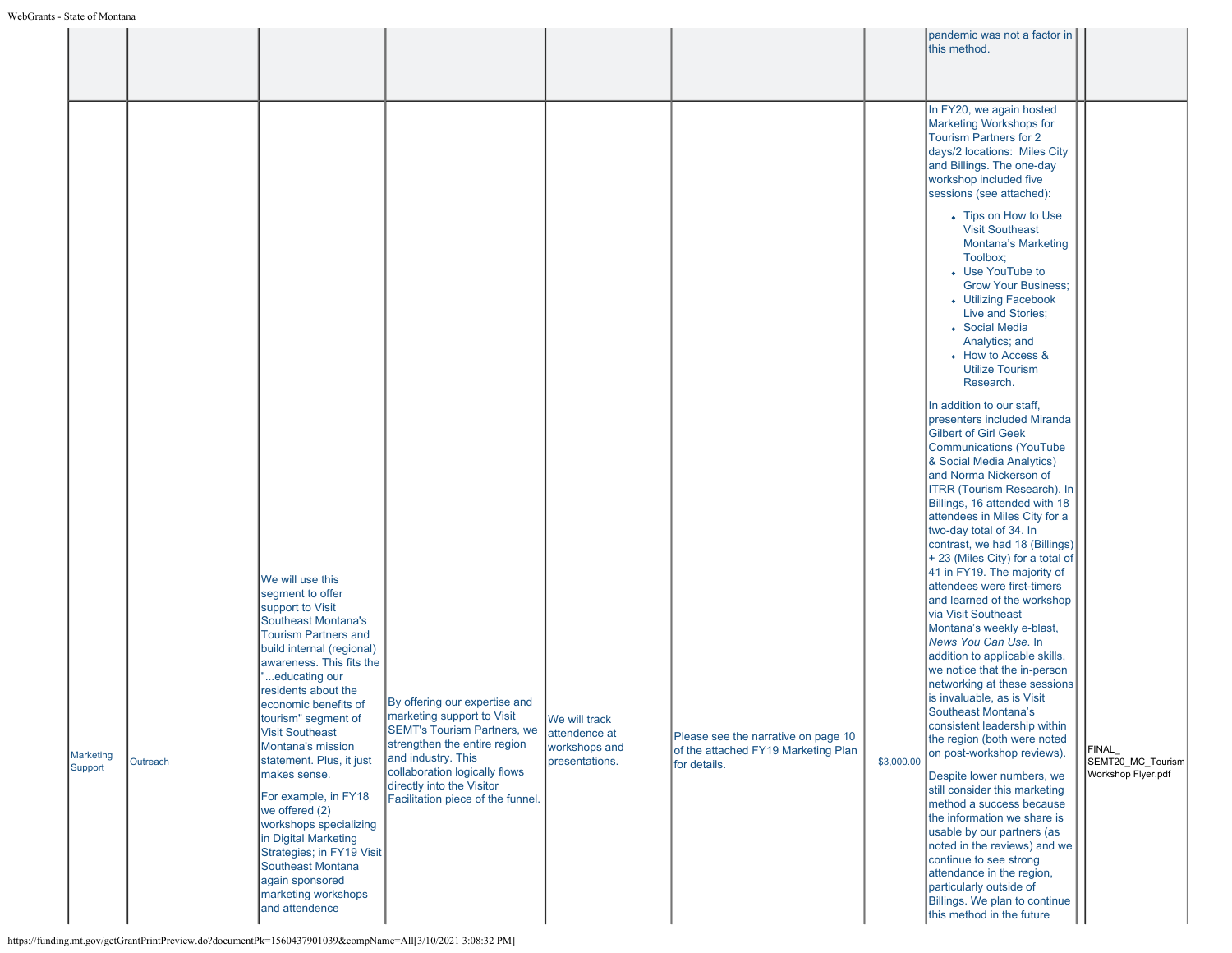|  |  |  |  |  |  |  | pandemic was not a factor in this method. |  |
|---|---|---|---|---|---|---|---|---|
| Marketing Support | Outreach | We will use this segment to offer support to Visit Southeast Montana's Tourism Partners and build internal (regional) awareness. This fits the "...educating our residents about the economic benefits of tourism" segment of Visit Southeast Montana's mission statement. Plus, it just makes sense.<br><br>For example, in FY18 we offered (2) workshops specializing in Digital Marketing Strategies; in FY19 Visit Southeast Montana again sponsored marketing workshops and attendence | By offering our expertise and marketing support to Visit SEMT's Tourism Partners, we strengthen the entire region and industry. This collaboration logically flows directly into the Visitor Facilitation piece of the funnel. | We will track attendance at workshops and presentations. | Please see the narrative on page 10 of the attached FY19 Marketing Plan for details. | $3,000.00 | In FY20, we again hosted Marketing Workshops for Tourism Partners for 2 days/2 locations: Miles City and Billings. The one-day workshop included five sessions (see attached):<br><br>• Tips on How to Use Visit Southeast Montana's Marketing Toolbox;<br>• Use YouTube to Grow Your Business;<br>• Utilizing Facebook Live and Stories;<br>• Social Media Analytics; and<br>• How to Access & Utilize Tourism Research.<br><br>In addition to our staff, presenters included Miranda Gilbert of Girl Geek Communications (YouTube & Social Media Analytics) and Norma Nickerson of ITRR (Tourism Research). In Billings, 16 attended with 18 attendees in Miles City for a two-day total of 34. In contrast, we had 18 (Billings) + 23 (Miles City) for a total of 41 in FY19. The majority of attendees were first-timers and learned of the workshop via Visit Southeast Montana's weekly e-blast, *News You Can Use*. In addition to applicable skills, we notice that the in-person networking at these sessions is invaluable, as is Visit Southeast Montana's consistent leadership within the region (both were noted on post-workshop reviews).<br><br>Despite lower numbers, we still consider this marketing method a success because the information we share is usable by our partners (as noted in the reviews) and we continue to see strong attendance in the region, particularly outside of Billings. We plan to continue this method in the future | FINAL_ SEMT20_MC_Tourism Workshop Flyer.pdf |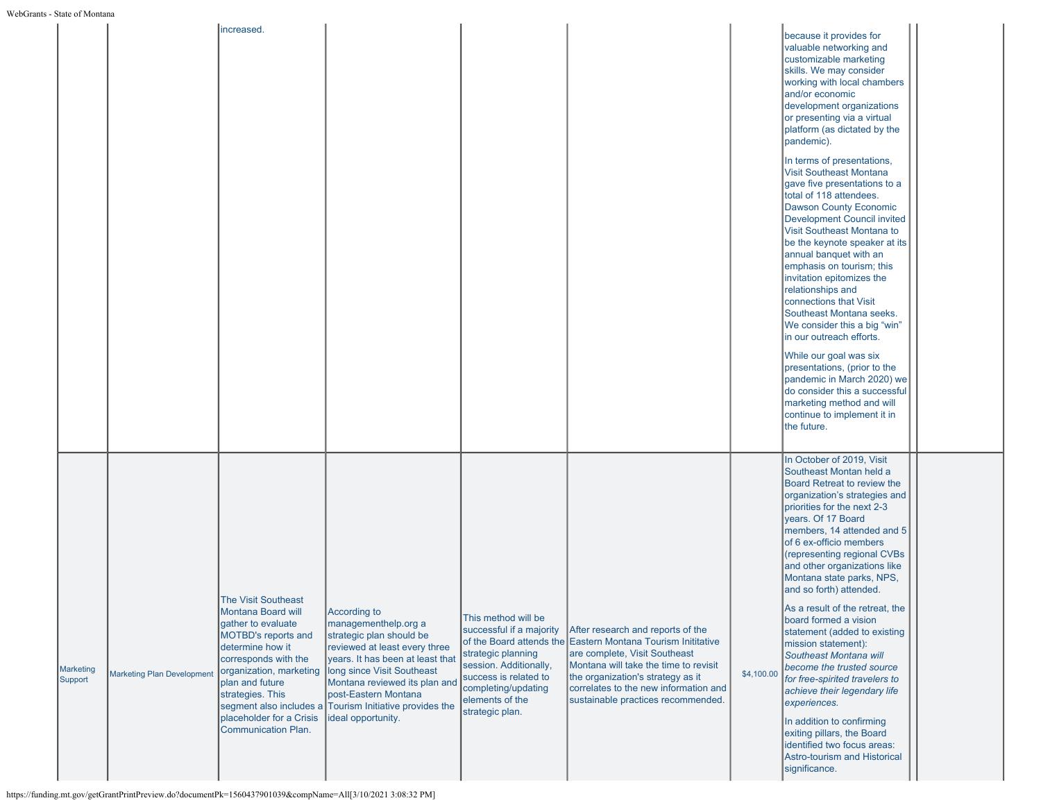| | | | | | | | | | |
|---|---|---|---|---|---|---|---|---|---|
| | | increased. | | | | | because it provides for valuable networking and customizable marketing skills. We may consider working with local chambers and/or economic development organizations or presenting via a virtual platform (as dictated by the pandemic).<br><br>In terms of presentations, Visit Southeast Montana gave five presentations to a total of 118 attendees. Dawson County Economic Development Council invited Visit Southeast Montana to be the keynote speaker at its annual banquet with an emphasis on tourism; this invitation epitomizes the relationships and connections that Visit Southeast Montana seeks. We consider this a big "win" in our outreach efforts.<br><br>While our goal was six presentations, (prior to the pandemic in March 2020) we do consider this a successful marketing method and will continue to implement it in the future. | | |
| Marketing Support | Marketing Plan Development | The Visit Southeast Montana Board will gather to evaluate MOTBD's reports and determine how it corresponds with the organization, marketing plan and future strategies. This segment also includes a placeholder for a Crisis Communication Plan. | According to managementhelp.org a strategic plan should be reviewed at least every three years. It has been at least that long since Visit Southeast Montana reviewed its plan and post-Eastern Montana Tourism Initiative provides the ideal opportunity. | This method will be successful if a majority of the Board attends the strategic planning session. Additionally, success is related to completing/updating elements of the strategic plan. | After research and reports of the Eastern Montana Tourism Inititative are complete, Visit Southeast Montana will take the time to revisit the organization's strategy as it correlates to the new information and sustainable practices recommended. | $4,100.00 | In October of 2019, Visit Southeast Montan held a Board Retreat to review the organization's strategies and priorities for the next 2-3 years. Of 17 Board members, 14 attended and 5 of 6 ex-officio members (representing regional CVBs and other organizations like Montana state parks, NPS, and so forth) attended.<br><br>As a result of the retreat, the board formed a vision statement (added to existing mission statement): *Southeast Montana will become the trusted source for free-spirited travelers to achieve their legendary life experiences.*<br><br>In addition to confirming exiting pillars, the Board identified two focus areas: Astro-tourism and Historical significance. | | |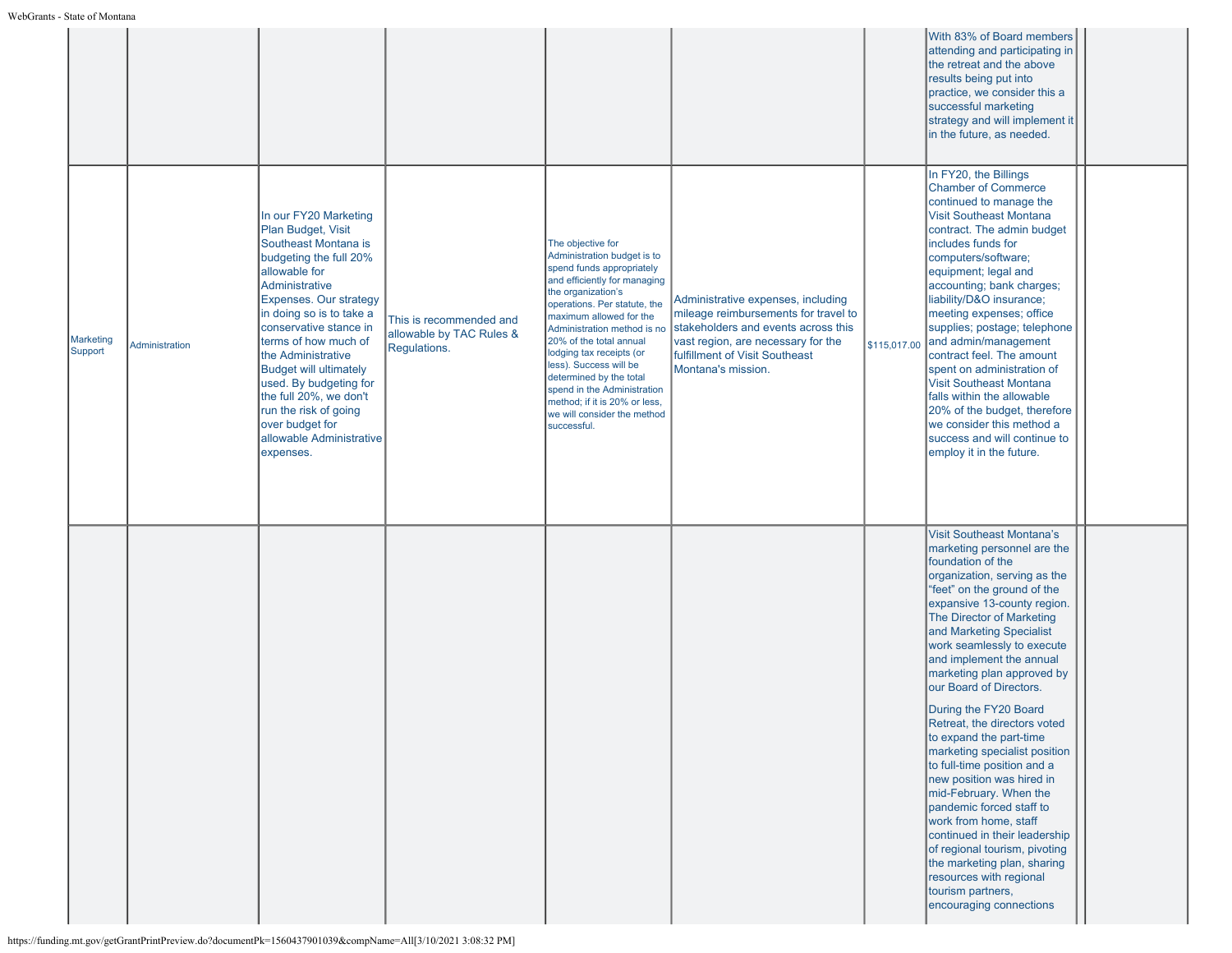| | | | | | | | | |
|---|---|---|---|---|---|---|---|---|
| | | | | | | | With 83% of Board members attending and participating in the retreat and the above results being put into practice, we consider this a successful marketing strategy and will implement it in the future, as needed. | |
| Marketing Support | Administration | In our FY20 Marketing Plan Budget, Visit Southeast Montana is budgeting the full 20% allowable for Administrative Expenses. Our strategy in doing so is to take a conservative stance in terms of how much of the Administrative Budget will ultimately used. By budgeting for the full 20%, we don't run the risk of going over budget for allowable Administrative expenses. | This is recommended and allowable by TAC Rules & Regulations. | The objective for Administration budget is to spend funds appropriately and efficiently for managing the organization's operations. Per statute, the maximum allowed for the Administration method is no 20% of the total annual lodging tax receipts (or less). Success will be determined by the total spend in the Administration method; if it is 20% or less, we will consider the method successful. | Administrative expenses, including mileage reimbursements for travel to stakeholders and events across this vast region, are necessary for the fulfillment of Visit Southeast Montana's mission. | $115,017.00 | In FY20, the Billings Chamber of Commerce continued to manage the Visit Southeast Montana contract. The admin budget includes funds for computers/software; equipment; legal and accounting; bank charges; liability/D&O insurance; meeting expenses; office supplies; postage; telephone and admin/management contract feel. The amount spent on administration of Visit Southeast Montana falls within the allowable 20% of the budget, therefore we consider this method a success and will continue to employ it in the future. | |
| | | | | | | | Visit Southeast Montana's marketing personnel are the foundation of the organization, serving as the "feet" on the ground of the expansive 13-county region. The Director of Marketing and Marketing Specialist work seamlessly to execute and implement the annual marketing plan approved by our Board of Directors.<br><br>During the FY20 Board Retreat, the directors voted to expand the part-time marketing specialist position to full-time position and a new position was hired in mid-February. When the pandemic forced staff to work from home, staff continued in their leadership of regional tourism, pivoting the marketing plan, sharing resources with regional tourism partners, encouraging connections | |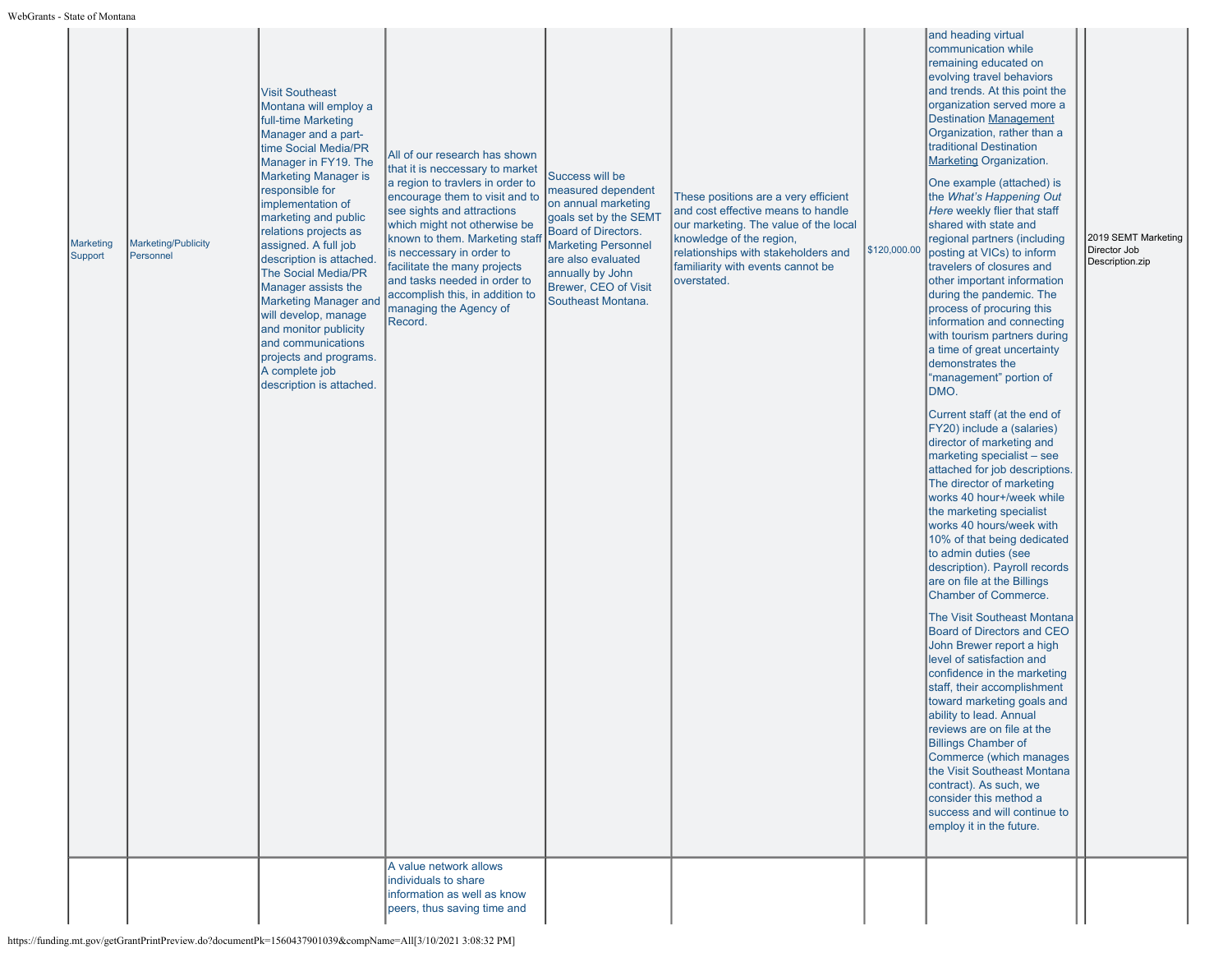| | | | | | | | | | |
|---|---|---|---|---|---|---|---|---|---|
| Marketing Support | Marketing/Publicity Personnel | Visit Southeast Montana will employ a full-time Marketing Manager and a part-time Social Media/PR Manager in FY19. The Marketing Manager is responsible for implementation of marketing and public relations projects as assigned. A full job description is attached. The Social Media/PR Manager assists the Marketing Manager and will develop, manage and monitor publicity and communications projects and programs. A complete job description is attached. | All of our research has shown that it is neccessary to market a region to travlers in order to encourage them to visit and to see sights and attractions which might not otherwise be known to them. Marketing staff is neccessary in order to facilitate the many projects and tasks needed in order to accomplish this, in addition to managing the Agency of Record. | Success will be measured dependent on annual marketing goals set by the SEMT Board of Directors. Marketing Personnel are also evaluated annually by John Brewer, CEO of Visit Southeast Montana. | These positions are a very efficient and cost effective means to handle our marketing. The value of the local knowledge of the region, relationships with stakeholders and familiarity with events cannot be overstated. | $120,000.00 | and heading virtual communication while remaining educated on evolving travel behaviors and trends. At this point the organization served more a Destination Management Organization, rather than a traditional Destination Marketing Organization.<br><br>One example (attached) is the *What's Happening Out Here* weekly flier that staff shared with state and regional partners (including posting at VICs) to inform travelers of closures and other important information during the pandemic. The process of procuring this information and connecting with tourism partners during a time of great uncertainty demonstrates the "management" portion of DMO.<br><br>Current staff (at the end of FY20) include a (salaries) director of marketing and marketing specialist – see attached for job descriptions. The director of marketing works 40 hour+/week while the marketing specialist works 40 hours/week with 10% of that being dedicated to admin duties (see description). Payroll records are on file at the Billings Chamber of Commerce.<br><br>The Visit Southeast Montana Board of Directors and CEO John Brewer report a high level of satisfaction and confidence in the marketing staff, their accomplishment toward marketing goals and ability to lead. Annual reviews are on file at the Billings Chamber of Commerce (which manages the Visit Southeast Montana contract). As such, we consider this method a success and will continue to employ it in the future. | | 2019 SEMT Marketing Director Job Description.zip |
| | | | A value network allows individuals to share information as well as know peers, thus saving time and | | | | | | |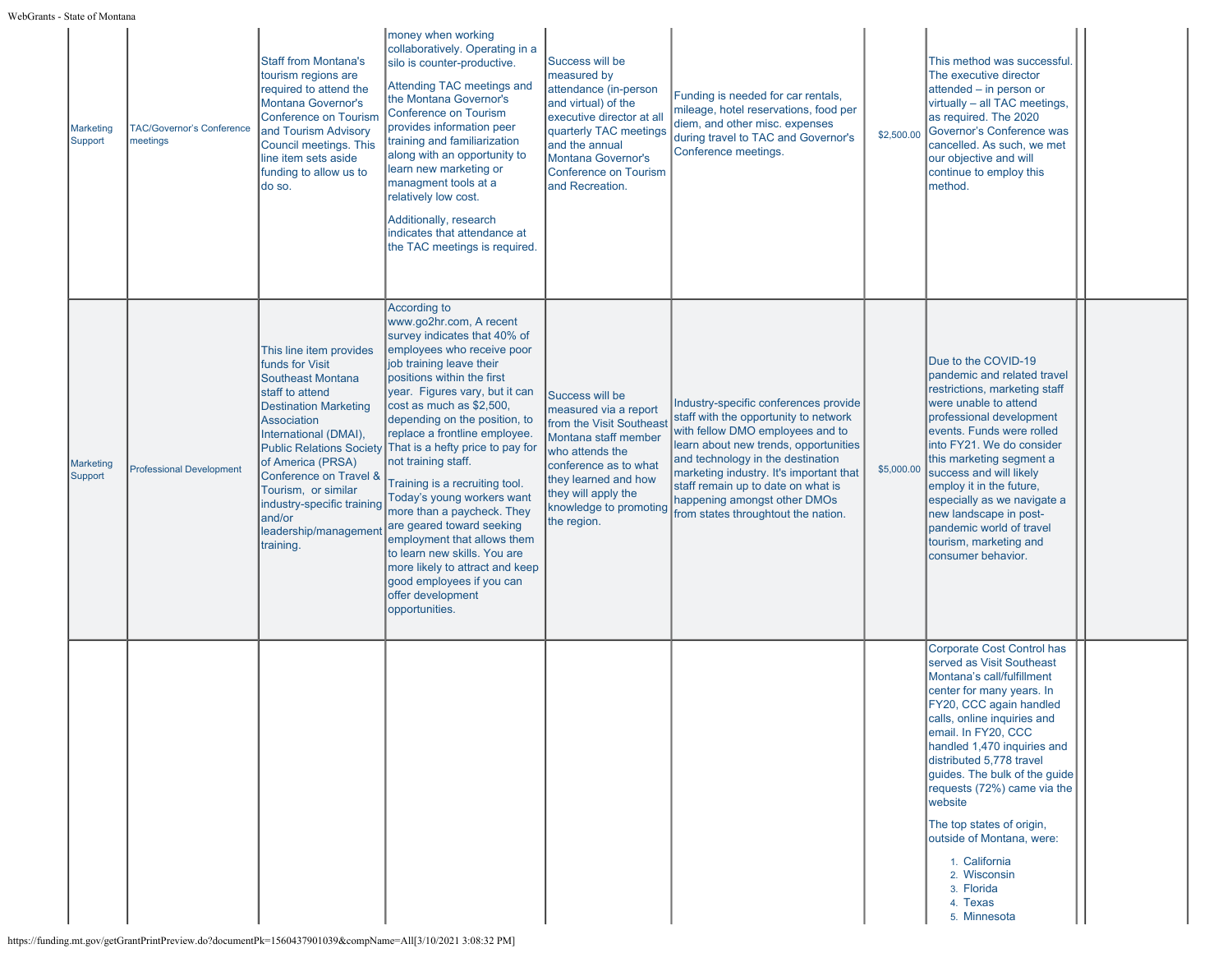| | | | | | | | | | |
|---|---|---|---|---|---|---|---|---|---|
| Marketing Support | TAC/Governor's Conference meetings | Staff from Montana's tourism regions are required to attend the Montana Governor's Conference on Tourism and Tourism Advisory Council meetings. This line item sets aside funding to allow us to do so. | money when working collaboratively. Operating in a silo is counter-productive.<br><br>Attending TAC meetings and the Montana Governor's Conference on Tourism provides information peer training and familiarization along with an opportunity to learn new marketing or managment tools at a relatively low cost.<br><br>Additionally, research indicates that attendance at the TAC meetings is required. | Success will be measured by attendance (in-person and virtual) of the executive director at all quarterly TAC meetings and the annual Montana Governor's Conference on Tourism and Recreation. | Funding is needed for car rentals, mileage, hotel reservations, food per diem, and other misc. expenses during travel to TAC and Governor's Conference meetings. | $2,500.00 | This method was successful. The executive director attended – in person or virtually – all TAC meetings, as required. The 2020 Governor's Conference was cancelled. As such, we met our objective and will continue to employ this method. | | |
| Marketing Support | Professional Development | This line item provides funds for Visit Southeast Montana staff to attend Destination Marketing Association International (DMAI), Public Relations Society of America (PRSA) Conference on Travel & Tourism, or similar industry-specific training and/or leadership/management training. | According to www.go2hr.com, A recent survey indicates that 40% of employees who receive poor job training leave their positions within the first year. Figures vary, but it can cost as much as $2,500, depending on the position, to replace a frontline employee. That is a hefty price to pay for not training staff.<br><br>Training is a recruiting tool. Today's young workers want more than a paycheck. They are geared toward seeking employment that allows them to learn new skills. You are more likely to attract and keep good employees if you can offer development opportunities. | Success will be measured via a report from the Visit Southeast Montana staff member who attends the conference as to what they learned and how they will apply the knowledge to promoting the region. | Industry-specific conferences provide staff with the opportunity to network with fellow DMO employees and to learn about new trends, opportunities and technology in the destination marketing industry. It's important that staff remain up to date on what is happening amongst other DMOs from states throughtout the nation. | $5,000.00 | Due to the COVID-19 pandemic and related travel restrictions, marketing staff were unable to attend professional development events. Funds were rolled into FY21. We do consider this marketing segment a success and will likely employ it in the future, especially as we navigate a new landscape in post-pandemic world of travel tourism, marketing and consumer behavior. | | |
| | | | | | | | Corporate Cost Control has served as Visit Southeast Montana's call/fulfillment center for many years. In FY20, CCC again handled calls, online inquiries and email. In FY20, CCC handled 1,470 inquiries and distributed 5,778 travel guides. The bulk of the guide requests (72%) came via the website<br><br>The top states of origin, outside of Montana, were:<br><br>1. California<br>2. Wisconsin<br>3. Florida<br>4. Texas<br>5. Minnesota | | |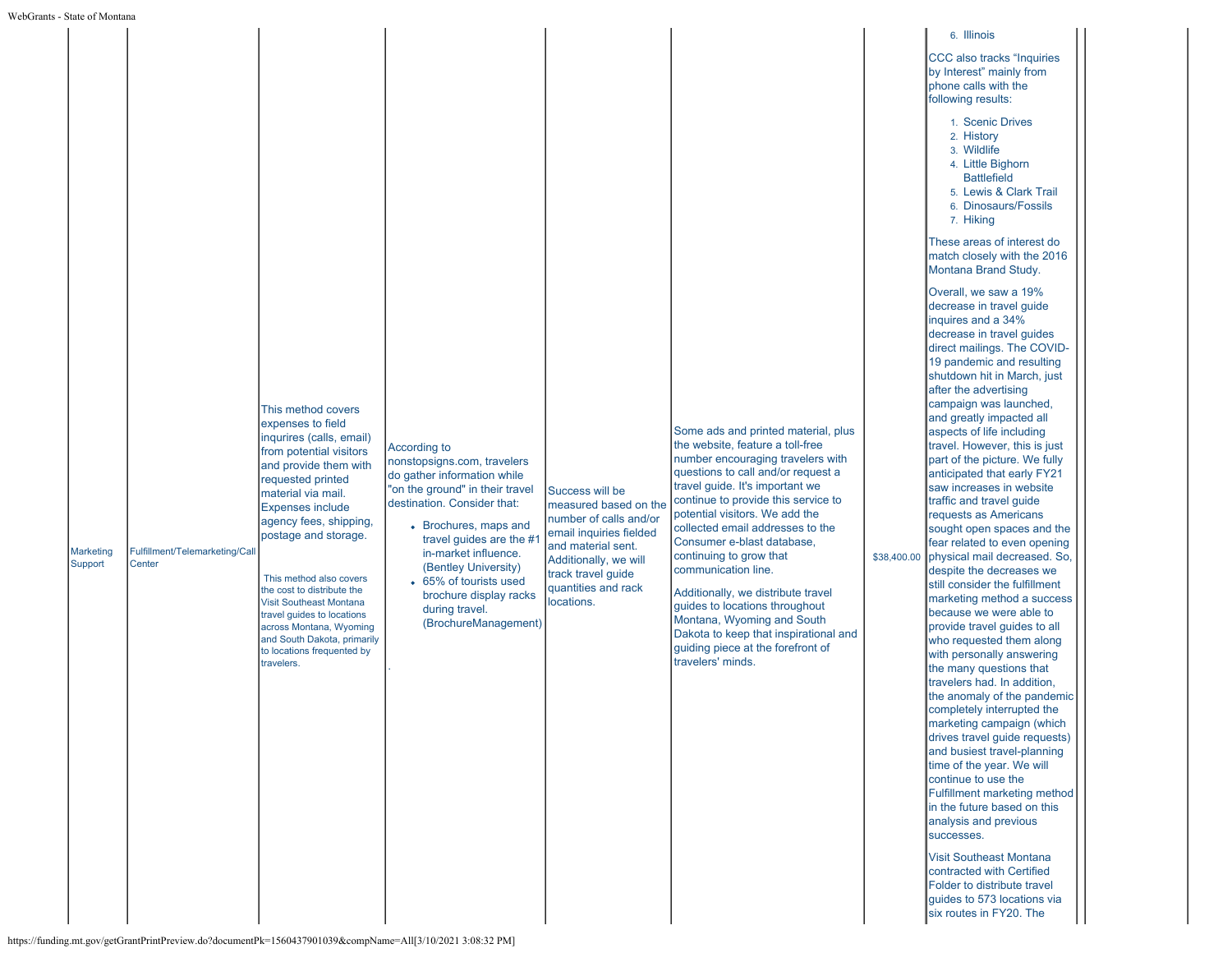| | | | | | | | | | |
|---|---|---|---|---|---|---|---|---|---|
| Marketing Support | Fulfillment/Telemarketing/Call Center | This method covers expenses to field inqurires (calls, email) from potential visitors and provide them with requested printed material via mail. Expenses include agency fees, shipping, postage and storage.<br><br>This method also covers the cost to distribute the Visit Southeast Montana travel guides to locations across Montana, Wyoming and South Dakota, primarily to locations frequented by travelers. | According to nonstopsigns.com, travelers do gather information while "on the ground" in their travel destination. Consider that:<br><br>• Brochures, maps and travel guides are the #1 in-market influence. (Bentley University)<br>• 65% of tourists used brochure display racks during travel. (BrochureManagement)<br><br>. | Success will be measured based on the number of calls and/or email inquiries fielded and material sent. Additionally, we will track travel guide quantities and rack locations. | Some ads and printed material, plus the website, feature a toll-free number encouraging travelers with questions to call and/or request a travel guide. It's important we continue to provide this service to potential visitors. We add the collected email addresses to the Consumer e-blast database, continuing to grow that communication line.<br><br>Additionally, we distribute travel guides to locations throughout Montana, Wyoming and South Dakota to keep that inspirational and guiding piece at the forefront of travelers' minds. | $38,400.00 | 6. Illinois<br><br>CCC also tracks "Inquiries by Interest" mainly from phone calls with the following results:<br><br>1. Scenic Drives<br>2. History<br>3. Wildlife<br>4. Little Bighorn Battlefield<br>5. Lewis & Clark Trail<br>6. Dinosaurs/Fossils<br>7. Hiking<br><br>These areas of interest do match closely with the 2016 Montana Brand Study.<br><br>Overall, we saw a 19% decrease in travel guide inquires and a 34% decrease in travel guides direct mailings. The COVID-19 pandemic and resulting shutdown hit in March, just after the advertising campaign was launched, and greatly impacted all aspects of life including travel. However, this is just part of the picture. We fully anticipated that early FY21 saw increases in website traffic and travel guide requests as Americans sought open spaces and the fear related to even opening physical mail decreased. So, despite the decreases we still consider the fulfillment marketing method a success because we were able to provide travel guides to all who requested them along with personally answering the many questions that travelers had. In addition, the anomaly of the pandemic completely interrupted the marketing campaign (which drives travel guide requests) and busiest travel-planning time of the year. We will continue to use the Fulfillment marketing method in the future based on this analysis and previous successes.<br><br>Visit Southeast Montana contracted with Certified Folder to distribute travel guides to 573 locations via six routes in FY20. The | | |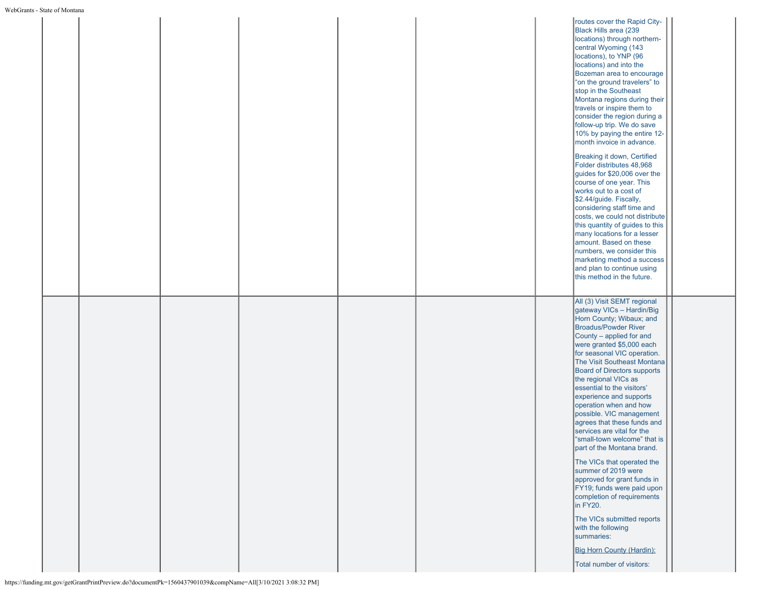|  |  |  |  |  |  |  |  |  |
|---|---|---|---|---|---|---|---|---|
|  |  |  |  |  |  |  | routes cover the Rapid City-Black Hills area (239 locations) through northern-central Wyoming (143 locations), to YNP (96 locations) and into the Bozeman area to encourage "on the ground travelers" to stop in the Southeast Montana regions during their travels or inspire them to consider the region during a follow-up trip. We do save 10% by paying the entire 12-month invoice in advance.<br><br>Breaking it down, Certified Folder distributes 48,968 guides for $20,006 over the course of one year. This works out to a cost of $2.44/guide. Fiscally, considering staff time and costs, we could not distribute this quantity of guides to this many locations for a lesser amount. Based on these numbers, we consider this marketing method a success and plan to continue using this method in the future. |  |
|  |  |  |  |  |  |  | All (3) Visit SEMT regional gateway VICs – Hardin/Big Horn County; Wibaux; and Broadus/Powder River County – applied for and were granted $5,000 each for seasonal VIC operation. The Visit Southeast Montana Board of Directors supports the regional VICs as essential to the visitors' experience and supports operation when and how possible. VIC management agrees that these funds and services are vital for the "small-town welcome" that is part of the Montana brand.<br><br>The VICs that operated the summer of 2019 were approved for grant funds in FY19; funds were paid upon completion of requirements in FY20.<br><br>The VICs submitted reports with the following summaries:<br><br>Big Horn County (Hardin):<br><br>Total number of visitors: |  |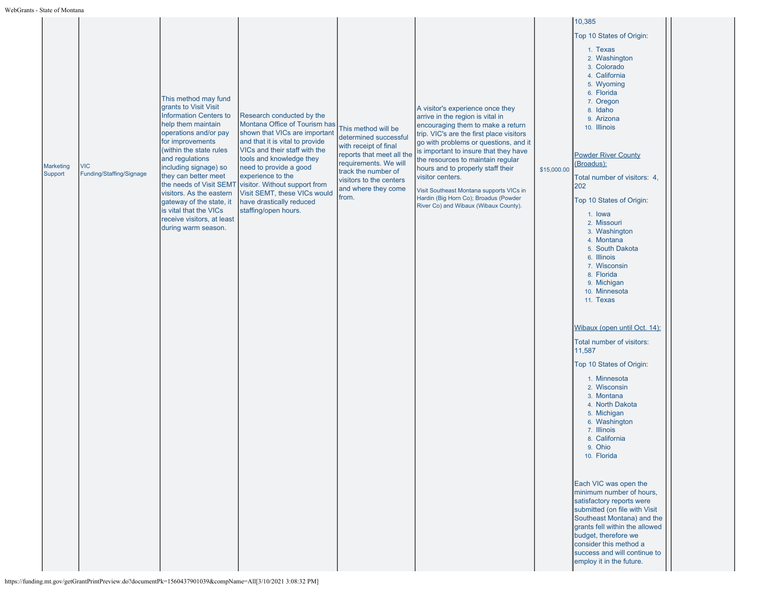| | | | | | | | | |
|---|---|---|---|---|---|---|---|---|
| Marketing Support | VIC Funding/Staffing/Signage | This method may fund grants to Visit Visit Information Centers to help them maintain operations and/or pay for improvements (within the state rules and regulations including signage) so they can better meet the needs of Visit SEMT visitors. As the eastern gateway of the state, it is vital that the VICs receive visitors, at least during warm season. | Research conducted by the Montana Office of Tourism has shown that VICs are important and that it is vital to provide VICs and their staff with the tools and knowledge they need to provide a good experience to the visitor. Without support from Visit SEMT, these VICs would have drastically reduced staffing/open hours. | This method will be determined successful with receipt of final reports that meet all the requirements. We will track the number of visitors to the centers and where they come from. | A visitor's experience once they arrive in the region is vital in encouraging them to make a return trip. VIC's are the first place visitors go with problems or questions, and it is important to insure that they have the resources to maintain regular hours and to properly staff their visitor centers.<br><br>Visit Southeast Montana supports VICs in Hardin (Big Horn Co); Broadus (Powder River Co) and Wibaux (Wibaux County). | $15,000.00 | 10,385<br><br>Top 10 States of Origin:<br>1. Texas<br>2. Washington<br>3. Colorado<br>4. California<br>5. Wyoming<br>6. Florida<br>7. Oregon<br>8. Idaho<br>9. Arizona<br>10. Illinois<br><br>Powder River County (Broadus):<br><br>Total number of visitors: 4, 202<br><br>Top 10 States of Origin:<br>1. Iowa<br>2. Missouri<br>3. Washington<br>4. Montana<br>5. South Dakota<br>6. Illinois<br>7. Wisconsin<br>8. Florida<br>9. Michigan<br>10. Minnesota<br>11. Texas<br><br>Wibaux (open until Oct. 14):<br><br>Total number of visitors: 11,587<br><br>Top 10 States of Origin:<br>1. Minnesota<br>2. Wisconsin<br>3. Montana<br>4. North Dakota<br>5. Michigan<br>6. Washington<br>7. Illinois<br>8. California<br>9. Ohio<br>10. Florida<br><br>Each VIC was open the minimum number of hours, satisfactory reports were submitted (on file with Visit Southeast Montana) and the grants fell within the allowed budget, therefore we consider this method a success and will continue to employ it in the future. | |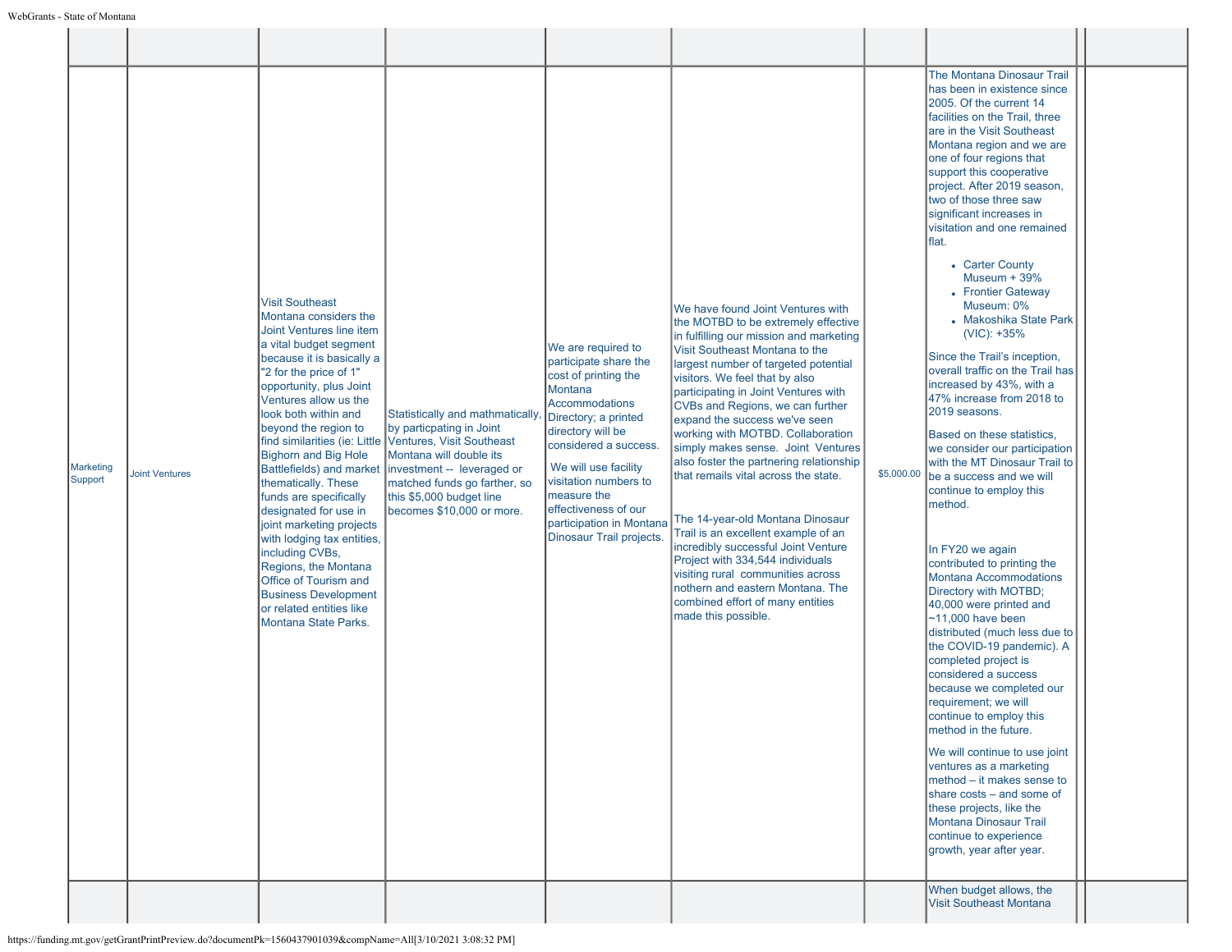| | | | | | | | | | |
|---|---|---|---|---|---|---|---|---|---|
| Marketing Support | Joint Ventures | Visit Southeast Montana considers the Joint Ventures line item a vital budget segment because it is basically a "2 for the price of 1" opportunity, plus Joint Ventures allow us the look both within and beyond the region to find similarities (ie: Little Bighorn and Big Hole Battlefields) and market thematically. These funds are specifically designated for use in joint marketing projects with lodging tax entities, including CVBs, Regions, the Montana Office of Tourism and Business Development or related entities like Montana State Parks. | Statistically and mathmatically, by particpating in Joint Ventures, Visit Southeast Montana will double its investment -- leveraged or matched funds go farther, so this $5,000 budget line becomes $10,000 or more. | We are required to participate share the cost of printing the Montana Accommodations Directory; a printed directory will be considered a success.<br><br>We will use facility visitation numbers to measure the effectiveness of our participation in Montana Dinosaur Trail projects. | We have found Joint Ventures with the MOTBD to be extremely effective in fulfilling our mission and marketing Visit Southeast Montana to the largest number of targeted potential visitors. We feel that by also participating in Joint Ventures with CVBs and Regions, we can further expand the success we've seen working with MOTBD. Collaboration simply makes sense. Joint Ventures also foster the partnering relationship that remails vital across the state.<br><br>The 14-year-old Montana Dinosaur Trail is an excellent example of an incredibly successful Joint Venture Project with 334,544 individuals visiting rural communities across nothern and eastern Montana. The combined effort of many entities made this possible. | $5,000.00 | The Montana Dinosaur Trail has been in existence since 2005. Of the current 14 facilities on the Trail, three are in the Visit Southeast Montana region and we are one of four regions that support this cooperative project. After 2019 season, two of those three saw significant increases in visitation and one remained flat.<br><br>• Carter County Museum + 39%<br>• Frontier Gateway Museum: 0%<br>• Makoshika State Park (VIC): +35%<br><br>Since the Trail's inception, overall traffic on the Trail has increased by 43%, with a 47% increase from 2018 to 2019 seasons.<br><br>Based on these statistics, we consider our participation with the MT Dinosaur Trail to be a success and we will continue to employ this method.<br><br>In FY20 we again contributed to printing the Montana Accommodations Directory with MOTBD; 40,000 were printed and ~11,000 have been distributed (much less due to the COVID-19 pandemic). A completed project is considered a success because we completed our requirement; we will continue to employ this method in the future.<br><br>We will continue to use joint ventures as a marketing method – it makes sense to share costs – and some of these projects, like the Montana Dinosaur Trail continue to experience growth, year after year. | | |
| | | | | | | | When budget allows, the Visit Southeast Montana | | |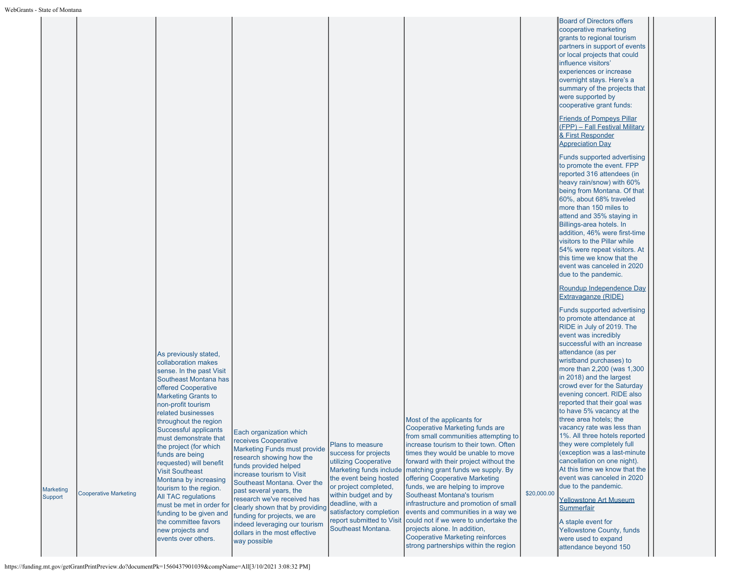| | | | | | | | | |
|---|---|---|---|---|---|---|---|---|
| Marketing Support | Cooperative Marketing | As previously stated, collaboration makes sense. In the past Visit Southeast Montana has offered Cooperative Marketing Grants to non-profit tourism related businesses throughout the region Successful applicants must demonstrate that the project (for which funds are being requested) will benefit Visit Southeast Montana by increasing tourism to the region. All TAC regulations must be met in order for funding to be given and the committee favors new projects and events over others. | Each organization which receives Cooperative Marketing Funds must provide research showing how the funds provided helped increase tourism to Visit Southeast Montana. Over the past several years, the research we've received has clearly shown that by providing funding for projects, we are indeed leveraging our tourism dollars in the most effective way possible | Plans to measure success for projects utilizing Cooperative Marketing funds include the event being hosted or project completed, within budget and by deadline, with a satisfactory completion report submitted to Visit Southeast Montana. | Most of the applicants for Cooperative Marketing funds are from small communities attempting to increase tourism to their town. Often times they would be unable to move forward with their project without the matching grant funds we supply. By offering Cooperative Marketing funds, we are helping to improve Southeast Montana's tourism infrastructure and promotion of small events and communities in a way we could not if we were to undertake the projects alone. In addition, Cooperative Marketing reinforces strong partnerships within the region | $20,000.00 | Board of Directors offers cooperative marketing grants to regional tourism partners in support of events or local projects that could influence visitors' experiences or increase overnight stays. Here's a summary of the projects that were supported by cooperative grant funds:<br><br>Friends of Pompeys Pillar (FPP) – Fall Festival Military & First Responder Appreciation Day<br><br>Funds supported advertising to promote the event. FPP reported 316 attendees (in heavy rain/snow) with 60% being from Montana. Of that 60%, about 68% traveled more than 150 miles to attend and 35% staying in Billings-area hotels. In addition, 46% were first-time visitors to the Pillar while 54% were repeat visitors. At this time we know that the event was canceled in 2020 due to the pandemic.<br><br>Roundup Independence Day Extravaganze (RIDE)<br><br>Funds supported advertising to promote attendance at RIDE in July of 2019. The event was incredibly successful with an increase attendance (as per wristband purchases) to more than 2,200 (was 1,300 in 2018) and the largest crowd ever for the Saturday evening concert. RIDE also reported that their goal was to have 5% vacancy at the three area hotels; the vacancy rate was less than 1%. All three hotels reported they were completely full (exception was a last-minute cancellation on one night). At this time we know that the event was canceled in 2020 due to the pandemic.<br><br>Yellowstone Art Museum Summerfair<br><br>A staple event for Yellowstone County, funds were used to expand attendance beyond 150 | |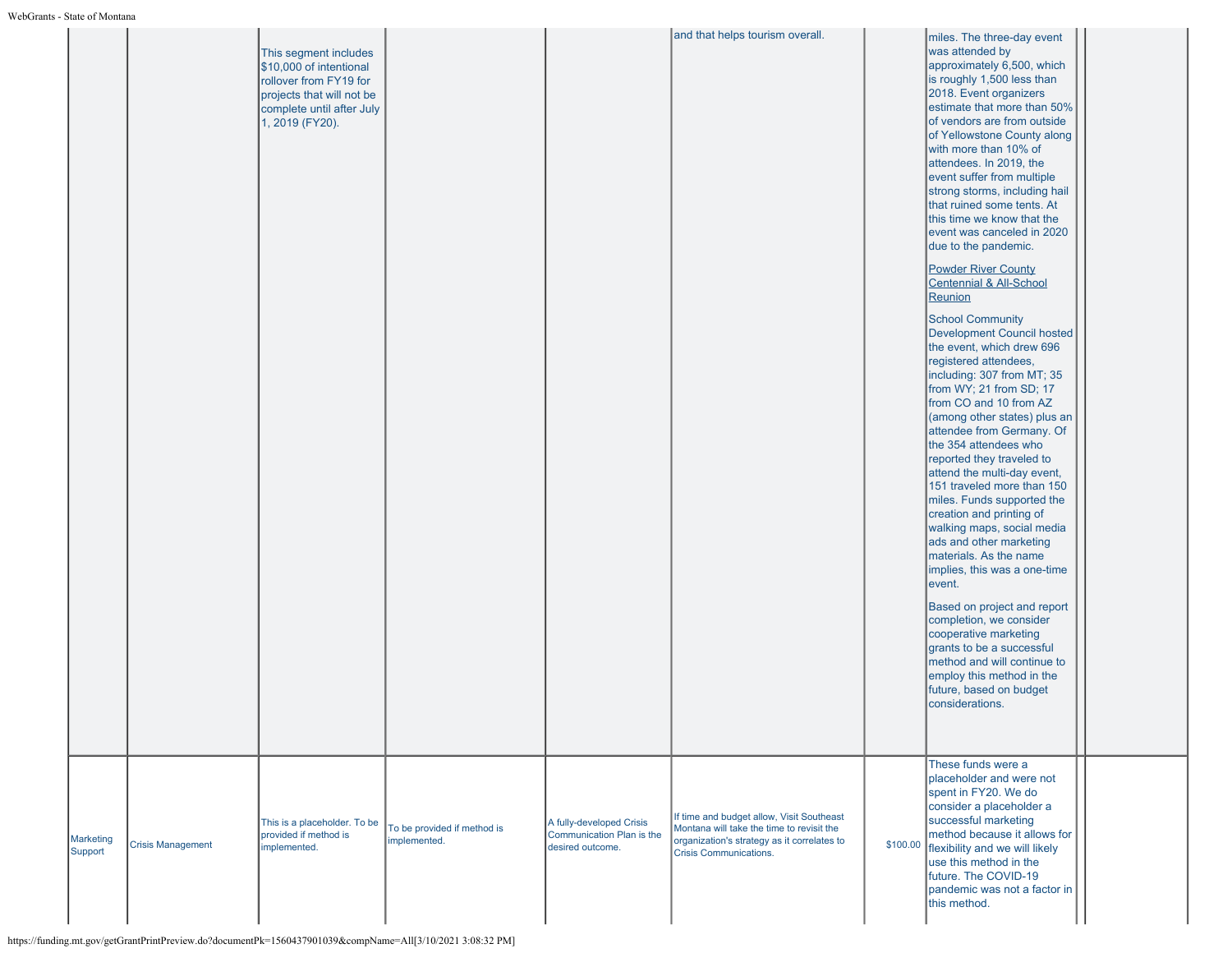| | | | | | | | | |
|---|---|---|---|---|---|---|---|---|
| | | This segment includes $10,000 of intentional rollover from FY19 for projects that will not be complete until after July 1, 2019 (FY20). | | | and that helps tourism overall. | | miles. The three-day event was attended by approximately 6,500, which is roughly 1,500 less than 2018. Event organizers estimate that more than 50% of vendors are from outside of Yellowstone County along with more than 10% of attendees. In 2019, the event suffer from multiple strong storms, including hail that ruined some tents. At this time we know that the event was canceled in 2020 due to the pandemic.<br><br>Powder River County Centennial & All-School Reunion<br><br>School Community Development Council hosted the event, which drew 696 registered attendees, including: 307 from MT; 35 from WY; 21 from SD; 17 from CO and 10 from AZ (among other states) plus an attendee from Germany. Of the 354 attendees who reported they traveled to attend the multi-day event, 151 traveled more than 150 miles. Funds supported the creation and printing of walking maps, social media ads and other marketing materials. As the name implies, this was a one-time event.<br><br>Based on project and report completion, we consider cooperative marketing grants to be a successful method and will continue to employ this method in the future, based on budget considerations. | | |
| Marketing Support | Crisis Management | This is a placeholder. To be provided if method is implemented. | To be provided if method is implemented. | A fully-developed Crisis Communication Plan is the desired outcome. | If time and budget allow, Visit Southeast Montana will take the time to revisit the organization's strategy as it correlates to Crisis Communications. | $100.00 | These funds were a placeholder and were not spent in FY20. We do consider a placeholder a successful marketing method because it allows for flexibility and we will likely use this method in the future. The COVID-19 pandemic was not a factor in this method. | | |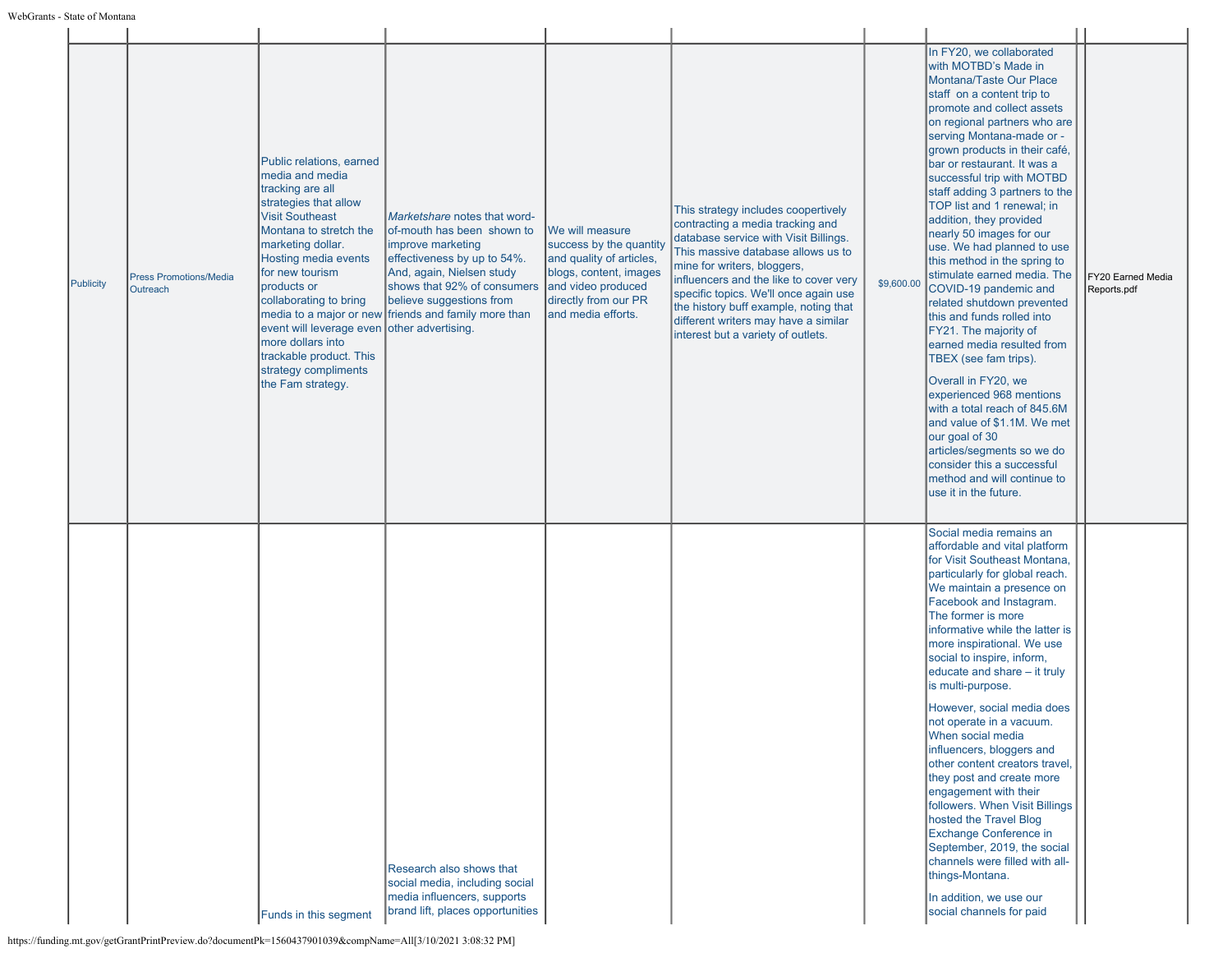| | | | | | | | | |
|---|---|---|---|---|---|---|---|---|
| Publicity | Press Promotions/Media Outreach | Public relations, earned media and media tracking are all strategies that allow Visit Southeast Montana to stretch the marketing dollar. Hosting media events for new tourism products or collaborating to bring media to a major or new event will leverage even more dollars into trackable product. This strategy compliments the Fam strategy. | *Marketshare* notes that word-of-mouth has been shown to improve marketing effectiveness by up to 54%. And, again, Nielsen study shows that 92% of consumers believe suggestions from friends and family more than other advertising. | We will measure success by the quantity and quality of articles, blogs, content, images and video produced directly from our PR and media efforts. | This strategy includes coopertively contracting a media tracking and database service with Visit Billings. This massive database allows us to mine for writers, bloggers, influencers and the like to cover very specific topics. We'll once again use the history buff example, noting that different writers may have a similar interest but a variety of outlets. | $9,600.00 | In FY20, we collaborated with MOTBD's Made in Montana/Taste Our Place staff on a content trip to promote and collect assets on regional partners who are serving Montana-made or -grown products in their café, bar or restaurant. It was a successful trip with MOTBD staff adding 3 partners to the TOP list and 1 renewal; in addition, they provided nearly 50 images for our use. We had planned to use this method in the spring to stimulate earned media. The COVID-19 pandemic and related shutdown prevented this and funds rolled into FY21. The majority of earned media resulted from TBEX (see fam trips).<br><br>Overall in FY20, we experienced 968 mentions with a total reach of 845.6M and value of $1.1M. We met our goal of 30 articles/segments so we do consider this a successful method and will continue to use it in the future. | FY20 Earned Media Reports.pdf |
| | | Funds in this segment | Research also shows that social media, including social media influencers, supports brand lift, places opportunities | | | | Social media remains an affordable and vital platform for Visit Southeast Montana, particularly for global reach. We maintain a presence on Facebook and Instagram. The former is more informative while the latter is more inspirational. We use social to inspire, inform, educate and share – it truly is multi-purpose.<br><br>However, social media does not operate in a vacuum. When social media influencers, bloggers and other content creators travel, they post and create more engagement with their followers. When Visit Billings hosted the Travel Blog Exchange Conference in September, 2019, the social channels were filled with all-things-Montana.<br><br>In addition, we use our social channels for paid | |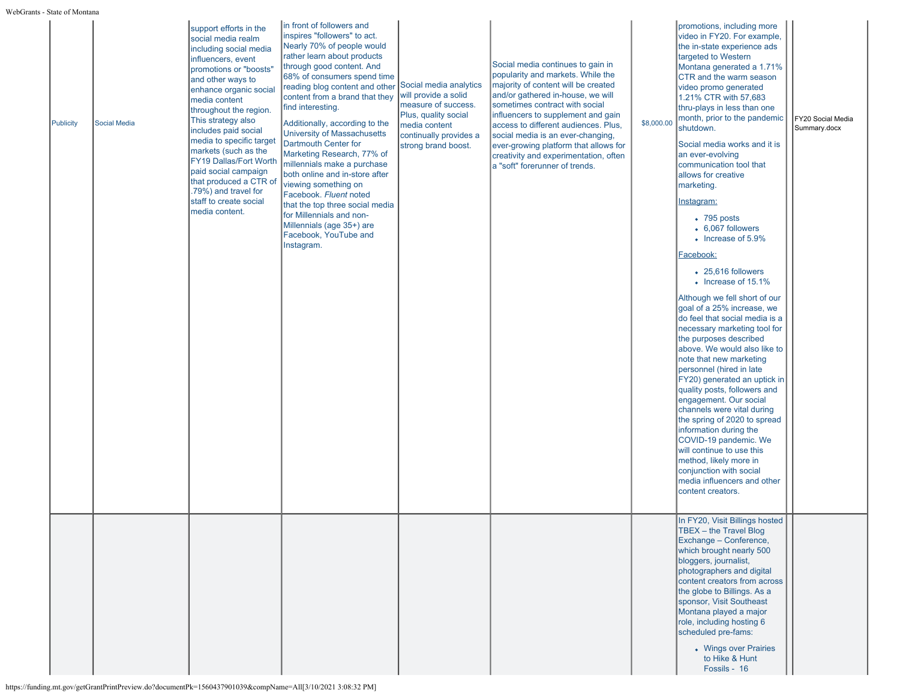| | | | | | | | | |
|---|---|---|---|---|---|---|---|---|
| Publicity | Social Media | support efforts in the social media realm including social media influencers, event promotions or "boosts" and other ways to enhance organic social media content throughout the region. This strategy also includes paid social media to specific target markets (such as the FY19 Dallas/Fort Worth paid social campaign that produced a CTR of .79%) and travel for staff to create social media content. | in front of followers and inspires "followers" to act. Nearly 70% of people would rather learn about products through good content. And 68% of consumers spend time reading blog content and other content from a brand that they find interesting.<br><br>Additionally, according to the University of Massachusetts Dartmouth Center for Marketing Research, 77% of millennials make a purchase both online and in-store after viewing something on Facebook. *Fluent* noted that the top three social media for Millennials and non-Millennials (age 35+) are Facebook, YouTube and Instagram. | Social media analytics will provide a solid measure of success. Plus, quality social media content continually provides a strong brand boost. | Social media continues to gain in popularity and markets. While the majority of content will be created and/or gathered in-house, we will sometimes contract with social influencers to supplement and gain access to different audiences. Plus, social media is an ever-changing, ever-growing platform that allows for creativity and experimentation, often a "soft" forerunner of trends. | $8,000.00 | promotions, including more video in FY20. For example, the in-state experience ads targeted to Western Montana generated a 1.71% CTR and the warm season video promo generated 1.21% CTR with 57,683 thru-plays in less than one month, prior to the pandemic shutdown.<br><br>Social media works and it is an ever-evolving communication tool that allows for creative marketing.<br><br>Instagram:<br>• 795 posts<br>• 6,067 followers<br>• Increase of 5.9%<br><br>Facebook:<br>• 25,616 followers<br>• Increase of 15.1%<br><br>Although we fell short of our goal of a 25% increase, we do feel that social media is a necessary marketing tool for the purposes described above. We would also like to note that new marketing personnel (hired in late FY20) generated an uptick in quality posts, followers and engagement. Our social channels were vital during the spring of 2020 to spread information during the COVID-19 pandemic. We will continue to use this method, likely more in conjunction with social media influencers and other content creators. | FY20 Social Media Summary.docx |
| | | | | | | | In FY20, Visit Billings hosted TBEX – the Travel Blog Exchange – Conference, which brought nearly 500 bloggers, journalist, photographers and digital content creators from across the globe to Billings. As a sponsor, Visit Southeast Montana played a major role, including hosting 6 scheduled pre-fams:<br><br>• Wings over Prairies to Hike & Hunt Fossils - 16 | |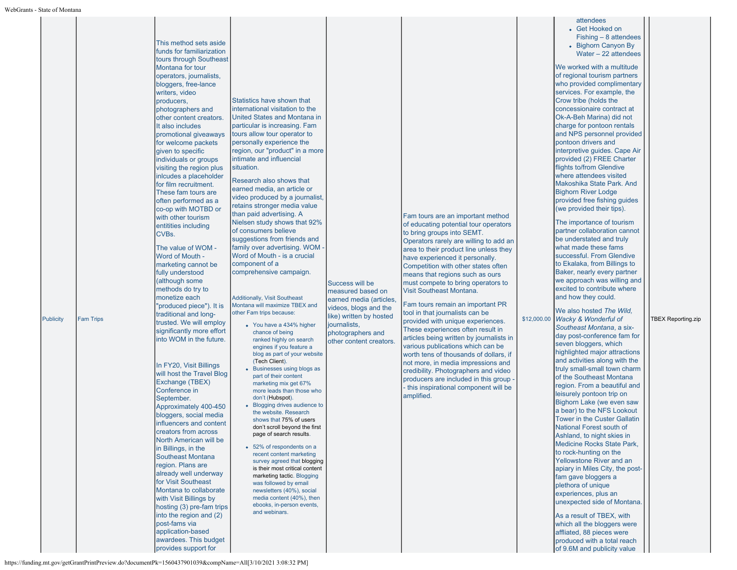| Publicity | Fam Trips | This method sets aside funds for familiarization tours through Southeast Montana for tour operators, journalists, bloggers, free-lance writers, video producers, photographers and other content creators. It also includes promotional giveaways for welcome packets given to specific individuals or groups visiting the region plus inlcudes a placeholder for film recruitment. These fam tours are often performed as a co-op with MOTBD or with other tourism entitities including CVBs.<br><br>The value of WOM - Word of Mouth - marketing cannot be fully understood (although some methods do try to monetize each "produced piece"). It is traditional and long-trusted. We will employ significantly more effort into WOM in the future.<br><br>In FY20, Visit Billings will host the Travel Blog Exchange (TBEX) Conference in September. Approximately 400-450 bloggers, social media influencers and content creators from across North American will be in Billings, in the Southeast Montana region. Plans are already well underway for Visit Southeast Montana to collaborate with Visit Billings by hosting (3) pre-fam trips into the region and (2) post-fams via application-based awardees. This budget provides support for | Statistics have shown that international visitation to the United States and Montana in particular is increasing. Fam tours allow tour operator to personally experience the region, our "product" in a more intimate and influencial situation.<br><br>Research also shows that earned media, an article or video produced by a journalist, retains stronger media value than paid advertising. A Nielsen study shows that 92% of consumers believe suggestions from friends and family over advertising. WOM - Word of Mouth - is a crucial component of a comprehensive campaign.<br><br>Additionally, Visit Southeast Montana will maximize TBEX and other Fam trips because:<br>• You have a 434% higher chance of being ranked highly on search engines if you feature a blog as part of your website (Tech Client).<br>• Businesses using blogs as part of their content marketing mix get 67% more leads than those who don't (Hubspot).<br>• Blogging drives audience to the website. Research shows that 75% of users don't scroll beyond the first page of search results.<br>• 52% of respondents on a recent content marketing survey agreed that blogging is their most critical content marketing tactic. Blogging was followed by email newsletters (40%), social media content (40%), then ebooks, in-person events, and webinars. | Success will be measured based on earned media (articles, videos, blogs and the like) written by hosted journalists, photographers and other content creators. | Fam tours are an important method of educating potential tour operators to bring groups into SEMT. Operators rarely are willing to add an area to their product line unless they have experienced it personally. Competition with other states often means that regions such as ours must compete to bring operators to Visit Southeast Montana.<br><br>Fam tours remain an important PR tool in that journalists can be provided with unique experiences. These experiences often result in articles being written by journalists in various publications which can be worth tens of thousands of dollars, if not more, in media impressions and credibility. Photographers and video producers are included in this group - - this inspirational component will be amplified. | $12,000.00 | attendees<br>• Get Hooked on Fishing – 8 attendees<br>• Bighorn Canyon By Water – 22 attendees<br><br>We worked with a multitude of regional tourism partners who provided complimentary services. For example, the Crow tribe (holds the concessionaire contract at Ok-A-Beh Marina) did not charge for pontoon rentals and NPS personnel provided pontoon drivers and interpretive guides. Cape Air provided (2) FREE Charter flights to/from Glendive where attendees visited Makoshika State Park. And Bighorn River Lodge provided free fishing guides (we provided their tips).<br><br>The importance of tourism partner collaboration cannot be understated and truly what made these fams successful. From Glendive to Ekalaka, from Billings to Baker, nearly every partner we approach was willing and excited to contribute where and how they could.<br><br>We also hosted *The Wild, Wacky & Wonderful of Southeast Montana*, a six-day post-conference fam for seven bloggers, which highlighted major attractions and activities along with the truly small-small town charm of the Southeast Montana region. From a beautiful and leisurely pontoon trip on Bighorn Lake (we even saw a bear) to the NFS Lookout Tower in the Custer Gallatin National Forest south of Ashland, to night skies in Medicine Rocks State Park, to rock-hunting on the Yellowstone River and an apiary in Miles City, the post-fam gave bloggers a plethora of unique experiences, plus an unexpected side of Montana.<br><br>As a result of TBEX, with which all the bloggers were affliated, 88 pieces were produced with a total reach of 9.6M and publicity value | TBEX Reporting.zip |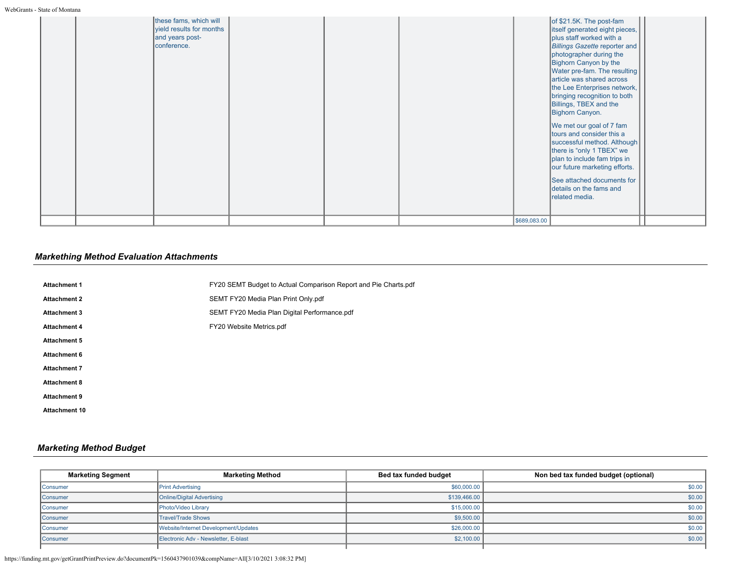| | | | | | | | | | |
|---|---|---|---|---|---|---|---|---|---|
| | | these fams, which will yield results for months and years post-conference. | | | | | of $21.5K. The post-fam itself generated eight pieces, plus staff worked with a *Billings Gazette* reporter and photographer during the Bighorn Canyon by the Water pre-fam. The resulting article was shared across the Lee Enterprises network, bringing recognition to both Billings, TBEX and the Bighorn Canyon.<br><br>We met our goal of 7 fam tours and consider this a successful method. Although there is "only 1 TBEX" we plan to include fam trips in our future marketing efforts.<br><br>See attached documents for details on the fams and related media. | | |
| | | | | | | $689,083.00 | | | |

## *Markething Method Evaluation Attachments*

| | |
|---|---|
| **Attachment 1** | FY20 SEMT Budget to Actual Comparison Report and Pie Charts.pdf |
| **Attachment 2** | SEMT FY20 Media Plan Print Only.pdf |
| **Attachment 3** | SEMT FY20 Media Plan Digital Performance.pdf |
| **Attachment 4** | FY20 Website Metrics.pdf |
| **Attachment 5** | |
| **Attachment 6** | |
| **Attachment 7** | |
| **Attachment 8** | |
| **Attachment 9** | |
| **Attachment 10** | |

## *Marketing Method Budget*

| Marketing Segment | Marketing Method | Bed tax funded budget | Non bed tax funded budget (optional) |
|---|---|---|---|
| Consumer | Print Advertising | $60,000.00 | $0.00 |
| Consumer | Online/Digital Advertising | $139,466.00 | $0.00 |
| Consumer | Photo/Video Library | $15,000.00 | $0.00 |
| Consumer | Travel/Trade Shows | $9,500.00 | $0.00 |
| Consumer | Website/Internet Development/Updates | $26,000.00 | $0.00 |
| Consumer | Electronic Adv - Newsletter, E-blast | $2,100.00 | $0.00 |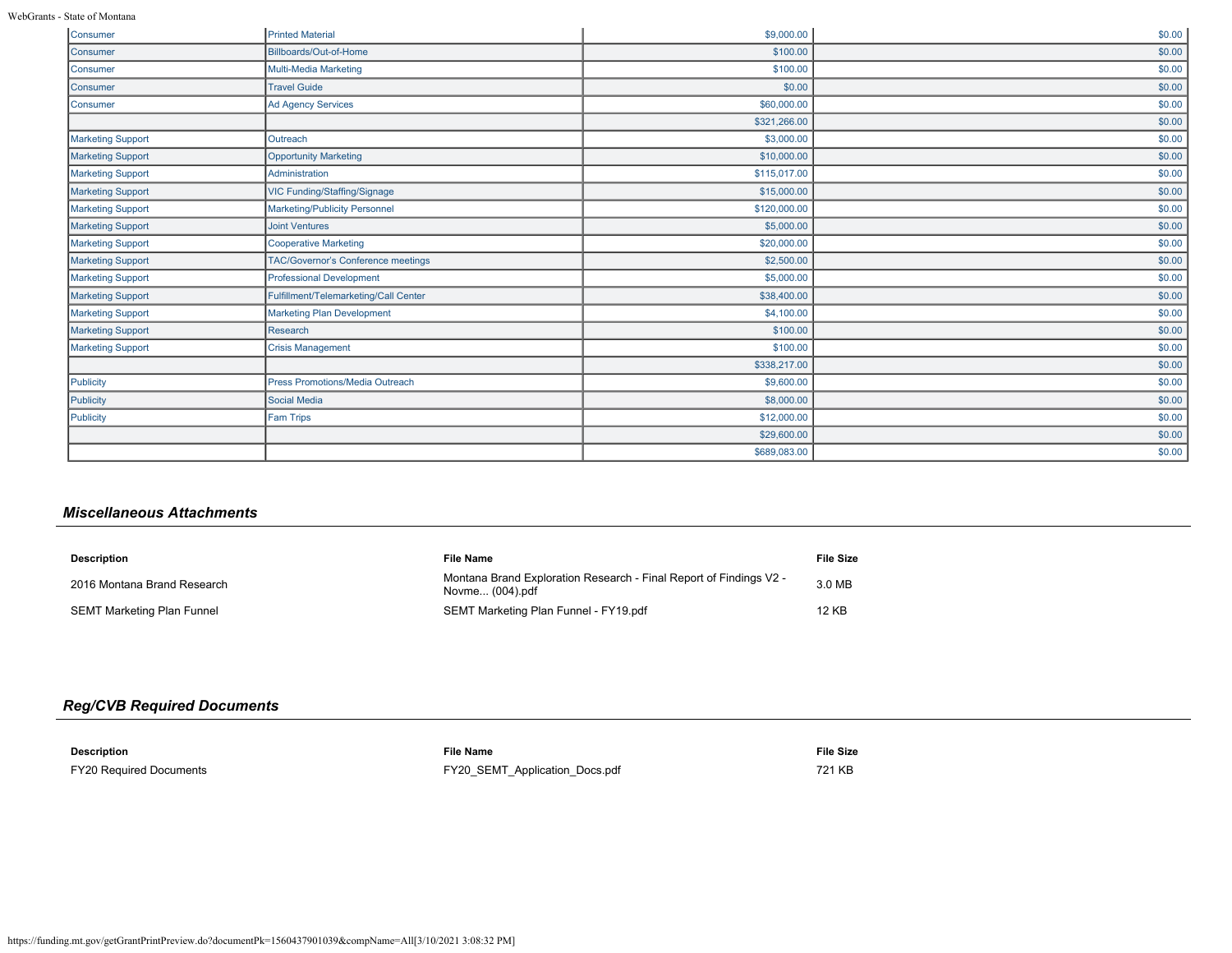| | | | |
|---|---|---|---|
| Consumer | Printed Material | $9,000.00 | $0.00 |
| Consumer | Billboards/Out-of-Home | $100.00 | $0.00 |
| Consumer | Multi-Media Marketing | $100.00 | $0.00 |
| Consumer | Travel Guide | $0.00 | $0.00 |
| Consumer | Ad Agency Services | $60,000.00 | $0.00 |
| | | $321,266.00 | $0.00 |
| Marketing Support | Outreach | $3,000.00 | $0.00 |
| Marketing Support | Opportunity Marketing | $10,000.00 | $0.00 |
| Marketing Support | Administration | $115,017.00 | $0.00 |
| Marketing Support | VIC Funding/Staffing/Signage | $15,000.00 | $0.00 |
| Marketing Support | Marketing/Publicity Personnel | $120,000.00 | $0.00 |
| Marketing Support | Joint Ventures | $5,000.00 | $0.00 |
| Marketing Support | Cooperative Marketing | $20,000.00 | $0.00 |
| Marketing Support | TAC/Governor's Conference meetings | $2,500.00 | $0.00 |
| Marketing Support | Professional Development | $5,000.00 | $0.00 |
| Marketing Support | Fulfillment/Telemarketing/Call Center | $38,400.00 | $0.00 |
| Marketing Support | Marketing Plan Development | $4,100.00 | $0.00 |
| Marketing Support | Research | $100.00 | $0.00 |
| Marketing Support | Crisis Management | $100.00 | $0.00 |
| | | $338,217.00 | $0.00 |
| Publicity | Press Promotions/Media Outreach | $9,600.00 | $0.00 |
| Publicity | Social Media | $8,000.00 | $0.00 |
| Publicity | Fam Trips | $12,000.00 | $0.00 |
| | | $29,600.00 | $0.00 |
| | | $689,083.00 | $0.00 |

## *Miscellaneous Attachments*

| Description | File Name | File Size |
|---|---|---|
| 2016 Montana Brand Research | Montana Brand Exploration Research - Final Report of Findings V2 - Novme... (004).pdf | 3.0 MB |
| SEMT Marketing Plan Funnel | SEMT Marketing Plan Funnel - FY19.pdf | 12 KB |

## *Reg/CVB Required Documents*

| Description | File Name | File Size |
|---|---|---|
| FY20 Required Documents | FY20_SEMT_Application_Docs.pdf | 721 KB |